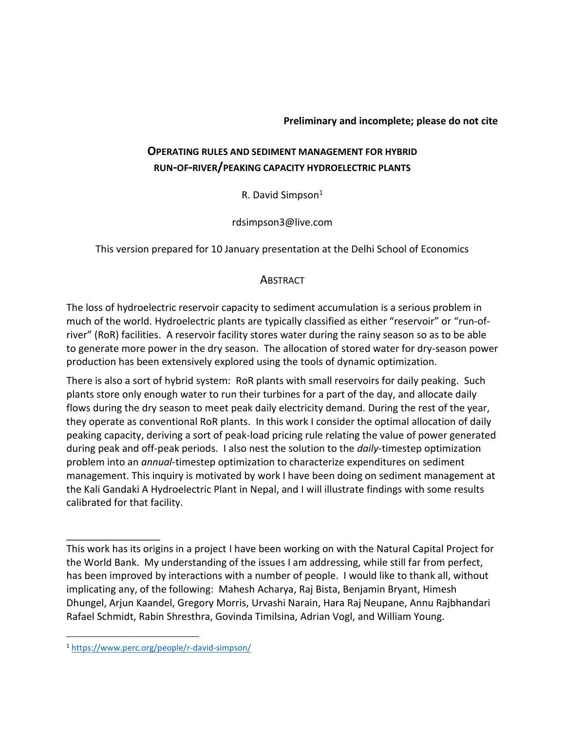**Preliminary and incomplete; please do not cite**

# OPERATING RULES AND SEDIMENT MANAGEMENT FOR HYBRID RUN-OF-RIVER/PEAKING CAPACITY HYDROELECTRIC PLANTS

R. David Simpson[1]

rdsimpson3@live.com

This version prepared for 10 January presentation at the Delhi School of Economics

## ABSTRACT

The loss of hydroelectric reservoir capacity to sediment accumulation is a serious problem in much of the world. Hydroelectric plants are typically classified as either "reservoir" or "run-of-river" (RoR) facilities. A reservoir facility stores water during the rainy season so as to be able to generate more power in the dry season. The allocation of stored water for dry-season power production has been extensively explored using the tools of dynamic optimization.

There is also a sort of hybrid system: RoR plants with small reservoirs for daily peaking. Such plants store only enough water to run their turbines for a part of the day, and allocate daily flows during the dry season to meet peak daily electricity demand. During the rest of the year, they operate as conventional RoR plants. In this work I consider the optimal allocation of daily peaking capacity, deriving a sort of peak-load pricing rule relating the value of power generated during peak and off-peak periods. I also nest the solution to the *daily*-timestep optimization problem into an *annual*-timestep optimization to characterize expenditures on sediment management. This inquiry is motivated by work I have been doing on sediment management at the Kali Gandaki A Hydroelectric Plant in Nepal, and I will illustrate findings with some results calibrated for that facility.

_________________

This work has its origins in a project I have been working on with the Natural Capital Project for the World Bank. My understanding of the issues I am addressing, while still far from perfect, has been improved by interactions with a number of people. I would like to thank all, without implicating any, of the following: Mahesh Acharya, Raj Bista, Benjamin Bryant, Himesh Dhungel, Arjun Kaandel, Gregory Morris, Urvashi Narain, Hara Raj Neupane, Annu Rajbhandari Rafael Schmidt, Rabin Shresthra, Govinda Timilsina, Adrian Vogl, and William Young.

[1] https://www.perc.org/people/r-david-simpson/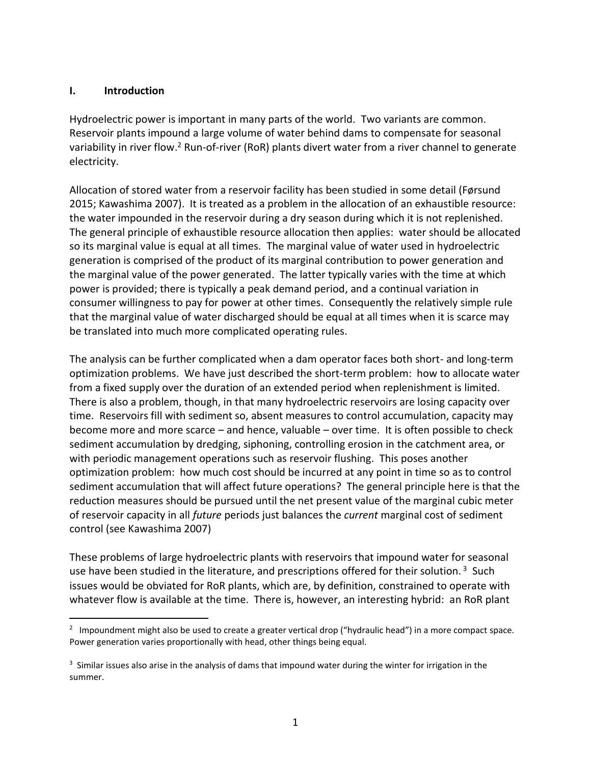## I. Introduction

Hydroelectric power is important in many parts of the world. Two variants are common. Reservoir plants impound a large volume of water behind dams to compensate for seasonal variability in river flow.[2] Run-of-river (RoR) plants divert water from a river channel to generate electricity.

Allocation of stored water from a reservoir facility has been studied in some detail (Førsund 2015; Kawashima 2007). It is treated as a problem in the allocation of an exhaustible resource: the water impounded in the reservoir during a dry season during which it is not replenished. The general principle of exhaustible resource allocation then applies: water should be allocated so its marginal value is equal at all times. The marginal value of water used in hydroelectric generation is comprised of the product of its marginal contribution to power generation and the marginal value of the power generated. The latter typically varies with the time at which power is provided; there is typically a peak demand period, and a continual variation in consumer willingness to pay for power at other times. Consequently the relatively simple rule that the marginal value of water discharged should be equal at all times when it is scarce may be translated into much more complicated operating rules.

The analysis can be further complicated when a dam operator faces both short- and long-term optimization problems. We have just described the short-term problem: how to allocate water from a fixed supply over the duration of an extended period when replenishment is limited. There is also a problem, though, in that many hydroelectric reservoirs are losing capacity over time. Reservoirs fill with sediment so, absent measures to control accumulation, capacity may become more and more scarce – and hence, valuable – over time. It is often possible to check sediment accumulation by dredging, siphoning, controlling erosion in the catchment area, or with periodic management operations such as reservoir flushing. This poses another optimization problem: how much cost should be incurred at any point in time so as to control sediment accumulation that will affect future operations? The general principle here is that the reduction measures should be pursued until the net present value of the marginal cubic meter of reservoir capacity in all *future* periods just balances the *current* marginal cost of sediment control (see Kawashima 2007)

These problems of large hydroelectric plants with reservoirs that impound water for seasonal use have been studied in the literature, and prescriptions offered for their solution.[3] Such issues would be obviated for RoR plants, which are, by definition, constrained to operate with whatever flow is available at the time. There is, however, an interesting hybrid: an RoR plant

---

[2] Impoundment might also be used to create a greater vertical drop ("hydraulic head") in a more compact space. Power generation varies proportionally with head, other things being equal.

[3] Similar issues also arise in the analysis of dams that impound water during the winter for irrigation in the summer.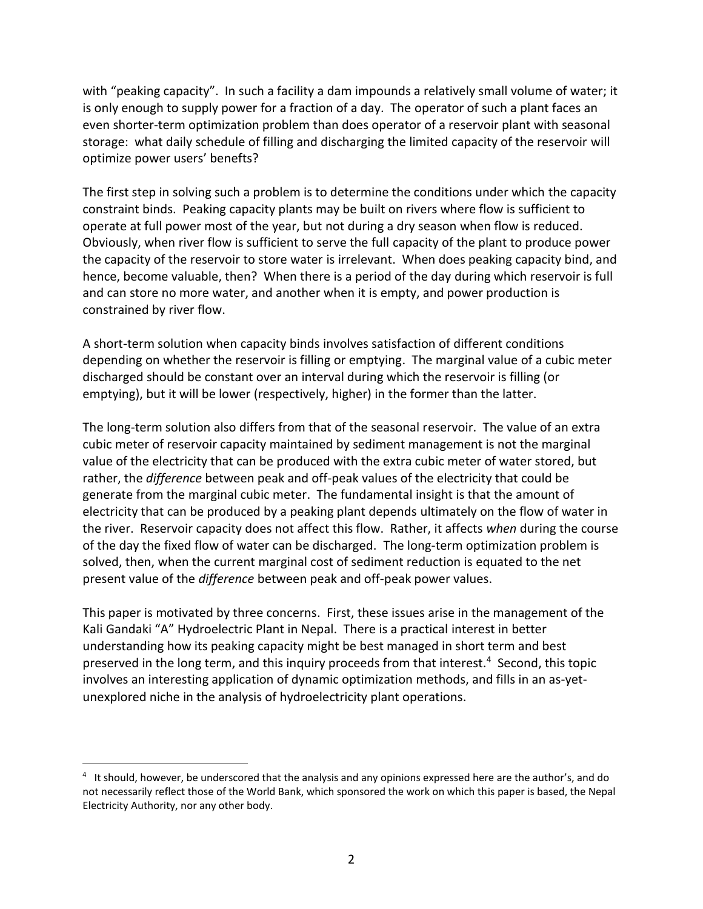with "peaking capacity". In such a facility a dam impounds a relatively small volume of water; it is only enough to supply power for a fraction of a day. The operator of such a plant faces an even shorter-term optimization problem than does operator of a reservoir plant with seasonal storage: what daily schedule of filling and discharging the limited capacity of the reservoir will optimize power users' benefits?

The first step in solving such a problem is to determine the conditions under which the capacity constraint binds. Peaking capacity plants may be built on rivers where flow is sufficient to operate at full power most of the year, but not during a dry season when flow is reduced. Obviously, when river flow is sufficient to serve the full capacity of the plant to produce power the capacity of the reservoir to store water is irrelevant. When does peaking capacity bind, and hence, become valuable, then? When there is a period of the day during which reservoir is full and can store no more water, and another when it is empty, and power production is constrained by river flow.

A short-term solution when capacity binds involves satisfaction of different conditions depending on whether the reservoir is filling or emptying. The marginal value of a cubic meter discharged should be constant over an interval during which the reservoir is filling (or emptying), but it will be lower (respectively, higher) in the former than the latter.

The long-term solution also differs from that of the seasonal reservoir. The value of an extra cubic meter of reservoir capacity maintained by sediment management is not the marginal value of the electricity that can be produced with the extra cubic meter of water stored, but rather, the *difference* between peak and off-peak values of the electricity that could be generate from the marginal cubic meter. The fundamental insight is that the amount of electricity that can be produced by a peaking plant depends ultimately on the flow of water in the river. Reservoir capacity does not affect this flow. Rather, it affects *when* during the course of the day the fixed flow of water can be discharged. The long-term optimization problem is solved, then, when the current marginal cost of sediment reduction is equated to the net present value of the *difference* between peak and off-peak power values.

This paper is motivated by three concerns. First, these issues arise in the management of the Kali Gandaki "A" Hydroelectric Plant in Nepal. There is a practical interest in better understanding how its peaking capacity might be best managed in short term and best preserved in the long term, and this inquiry proceeds from that interest.[4] Second, this topic involves an interesting application of dynamic optimization methods, and fills in an as-yet-unexplored niche in the analysis of hydroelectricity plant operations.

---

[4] It should, however, be underscored that the analysis and any opinions expressed here are the author's, and do not necessarily reflect those of the World Bank, which sponsored the work on which this paper is based, the Nepal Electricity Authority, nor any other body.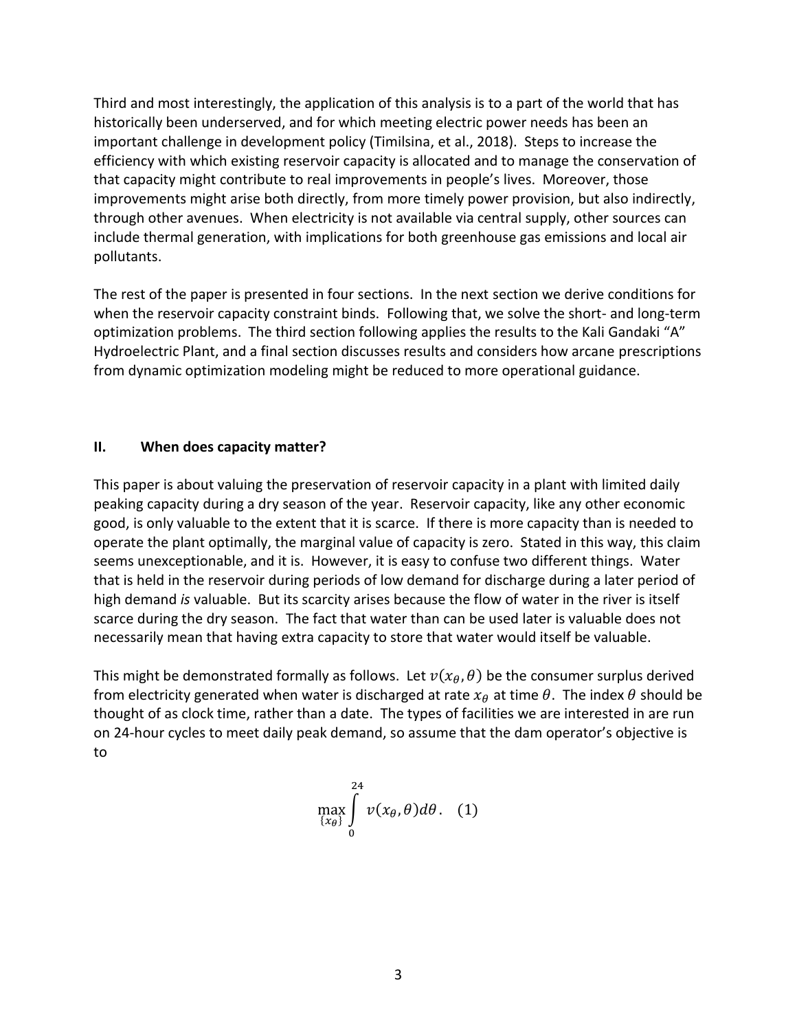Third and most interestingly, the application of this analysis is to a part of the world that has historically been underserved, and for which meeting electric power needs has been an important challenge in development policy (Timilsina, et al., 2018). Steps to increase the efficiency with which existing reservoir capacity is allocated and to manage the conservation of that capacity might contribute to real improvements in people's lives. Moreover, those improvements might arise both directly, from more timely power provision, but also indirectly, through other avenues. When electricity is not available via central supply, other sources can include thermal generation, with implications for both greenhouse gas emissions and local air pollutants.

The rest of the paper is presented in four sections. In the next section we derive conditions for when the reservoir capacity constraint binds. Following that, we solve the short- and long-term optimization problems. The third section following applies the results to the Kali Gandaki "A" Hydroelectric Plant, and a final section discusses results and considers how arcane prescriptions from dynamic optimization modeling might be reduced to more operational guidance.

## II. When does capacity matter?

This paper is about valuing the preservation of reservoir capacity in a plant with limited daily peaking capacity during a dry season of the year. Reservoir capacity, like any other economic good, is only valuable to the extent that it is scarce. If there is more capacity than is needed to operate the plant optimally, the marginal value of capacity is zero. Stated in this way, this claim seems unexceptionable, and it is. However, it is easy to confuse two different things. Water that is held in the reservoir during periods of low demand for discharge during a later period of high demand *is* valuable. But its scarcity arises because the flow of water in the river is itself scarce during the dry season. The fact that water than can be used later is valuable does not necessarily mean that having extra capacity to store that water would itself be valuable.

This might be demonstrated formally as follows. Let $v(x_\theta, \theta)$ be the consumer surplus derived from electricity generated when water is discharged at rate $x_\theta$ at time $\theta$. The index $\theta$ should be thought of as clock time, rather than a date. The types of facilities we are interested in are run on 24-hour cycles to meet daily peak demand, so assume that the dam operator's objective is to

$$\max_{\{x_\theta\}} \int_0^{24} v(x_\theta, \theta) d\theta. \quad (1)$$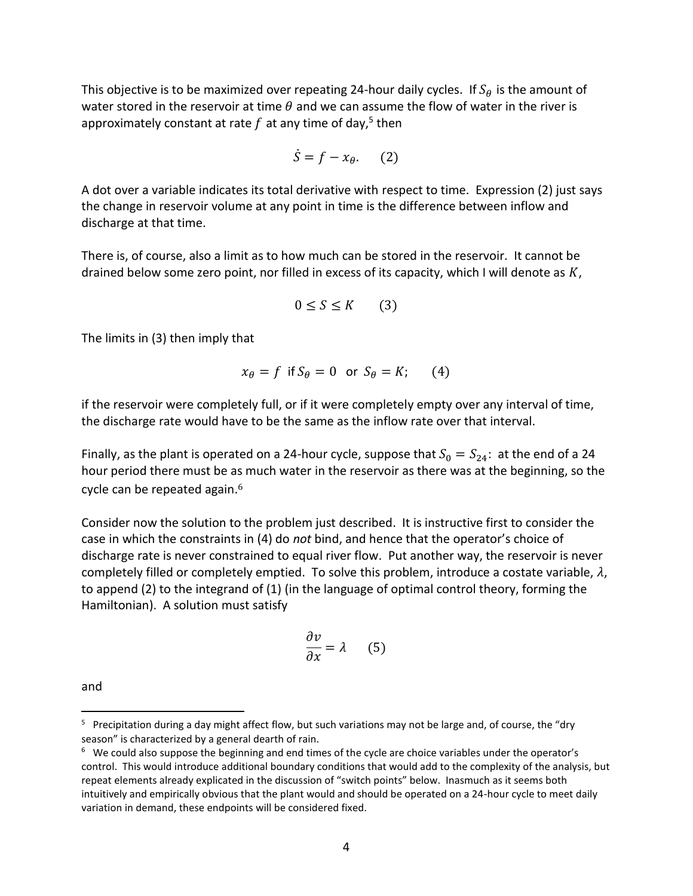This objective is to be maximized over repeating 24-hour daily cycles. If $S_\theta$ is the amount of water stored in the reservoir at time $\theta$ and we can assume the flow of water in the river is approximately constant at rate $f$ at any time of day,[5] then

$$\dot{S} = f - x_\theta. \qquad (2)$$

A dot over a variable indicates its total derivative with respect to time. Expression (2) just says the change in reservoir volume at any point in time is the difference between inflow and discharge at that time.

There is, of course, also a limit as to how much can be stored in the reservoir. It cannot be drained below some zero point, nor filled in excess of its capacity, which I will denote as $K$,

$$0 \leq S \leq K \qquad (3)$$

The limits in (3) then imply that

$$x_\theta = f \;\text{ if } S_\theta = 0 \;\text{ or }\; S_\theta = K; \qquad (4)$$

if the reservoir were completely full, or if it were completely empty over any interval of time, the discharge rate would have to be the same as the inflow rate over that interval.

Finally, as the plant is operated on a 24-hour cycle, suppose that $S_0 = S_{24}$: at the end of a 24 hour period there must be as much water in the reservoir as there was at the beginning, so the cycle can be repeated again.[6]

Consider now the solution to the problem just described. It is instructive first to consider the case in which the constraints in (4) do *not* bind, and hence that the operator's choice of discharge rate is never constrained to equal river flow. Put another way, the reservoir is never completely filled or completely emptied. To solve this problem, introduce a costate variable, $\lambda$, to append (2) to the integrand of (1) (in the language of optimal control theory, forming the Hamiltonian). A solution must satisfy

$$\frac{\partial v}{\partial x} = \lambda \qquad (5)$$

and

---

[5] Precipitation during a day might affect flow, but such variations may not be large and, of course, the "dry season" is characterized by a general dearth of rain.

[6] We could also suppose the beginning and end times of the cycle are choice variables under the operator's control. This would introduce additional boundary conditions that would add to the complexity of the analysis, but repeat elements already explicated in the discussion of "switch points" below. Inasmuch as it seems both intuitively and empirically obvious that the plant would and should be operated on a 24-hour cycle to meet daily variation in demand, these endpoints will be considered fixed.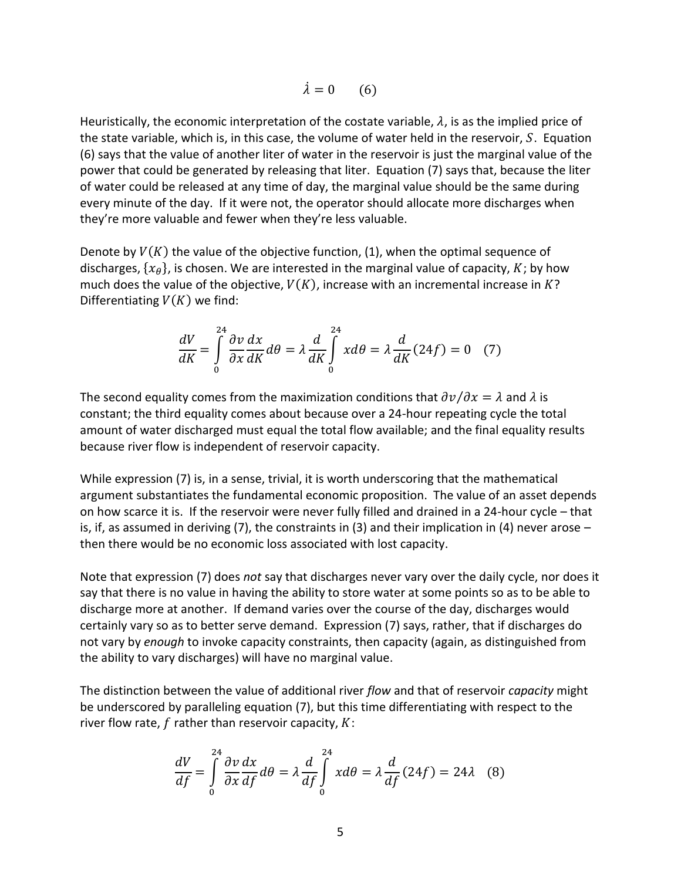$$\dot{\lambda} = 0 \quad (6)$$

Heuristically, the economic interpretation of the costate variable, $\lambda$, is as the implied price of the state variable, which is, in this case, the volume of water held in the reservoir, $S$. Equation (6) says that the value of another liter of water in the reservoir is just the marginal value of the power that could be generated by releasing that liter. Equation (7) says that, because the liter of water could be released at any time of day, the marginal value should be the same during every minute of the day. If it were not, the operator should allocate more discharges when they're more valuable and fewer when they're less valuable.

Denote by $V(K)$ the value of the objective function, (1), when the optimal sequence of discharges, $\{x_\theta\}$, is chosen. We are interested in the marginal value of capacity, $K$; by how much does the value of the objective, $V(K)$, increase with an incremental increase in $K$? Differentiating $V(K)$ we find:

$$\frac{dV}{dK} = \int_0^{24} \frac{\partial v}{\partial x}\frac{dx}{dK} d\theta = \lambda \frac{d}{dK}\int_0^{24} x d\theta = \lambda \frac{d}{dK}(24f) = 0 \quad (7)$$

The second equality comes from the maximization conditions that $\partial v / \partial x = \lambda$ and $\lambda$ is constant; the third equality comes about because over a 24-hour repeating cycle the total amount of water discharged must equal the total flow available; and the final equality results because river flow is independent of reservoir capacity.

While expression (7) is, in a sense, trivial, it is worth underscoring that the mathematical argument substantiates the fundamental economic proposition. The value of an asset depends on how scarce it is. If the reservoir were never fully filled and drained in a 24-hour cycle – that is, if, as assumed in deriving (7), the constraints in (3) and their implication in (4) never arose – then there would be no economic loss associated with lost capacity.

Note that expression (7) does *not* say that discharges never vary over the daily cycle, nor does it say that there is no value in having the ability to store water at some points so as to be able to discharge more at another. If demand varies over the course of the day, discharges would certainly vary so as to better serve demand. Expression (7) says, rather, that if discharges do not vary by *enough* to invoke capacity constraints, then capacity (again, as distinguished from the ability to vary discharges) will have no marginal value.

The distinction between the value of additional river *flow* and that of reservoir *capacity* might be underscored by paralleling equation (7), but this time differentiating with respect to the river flow rate, $f$ rather than reservoir capacity, $K$:

$$\frac{dV}{df} = \int_0^{24} \frac{\partial v}{\partial x}\frac{dx}{df} d\theta = \lambda \frac{d}{df}\int_0^{24} x d\theta = \lambda \frac{d}{df}(24f) = 24\lambda \quad (8)$$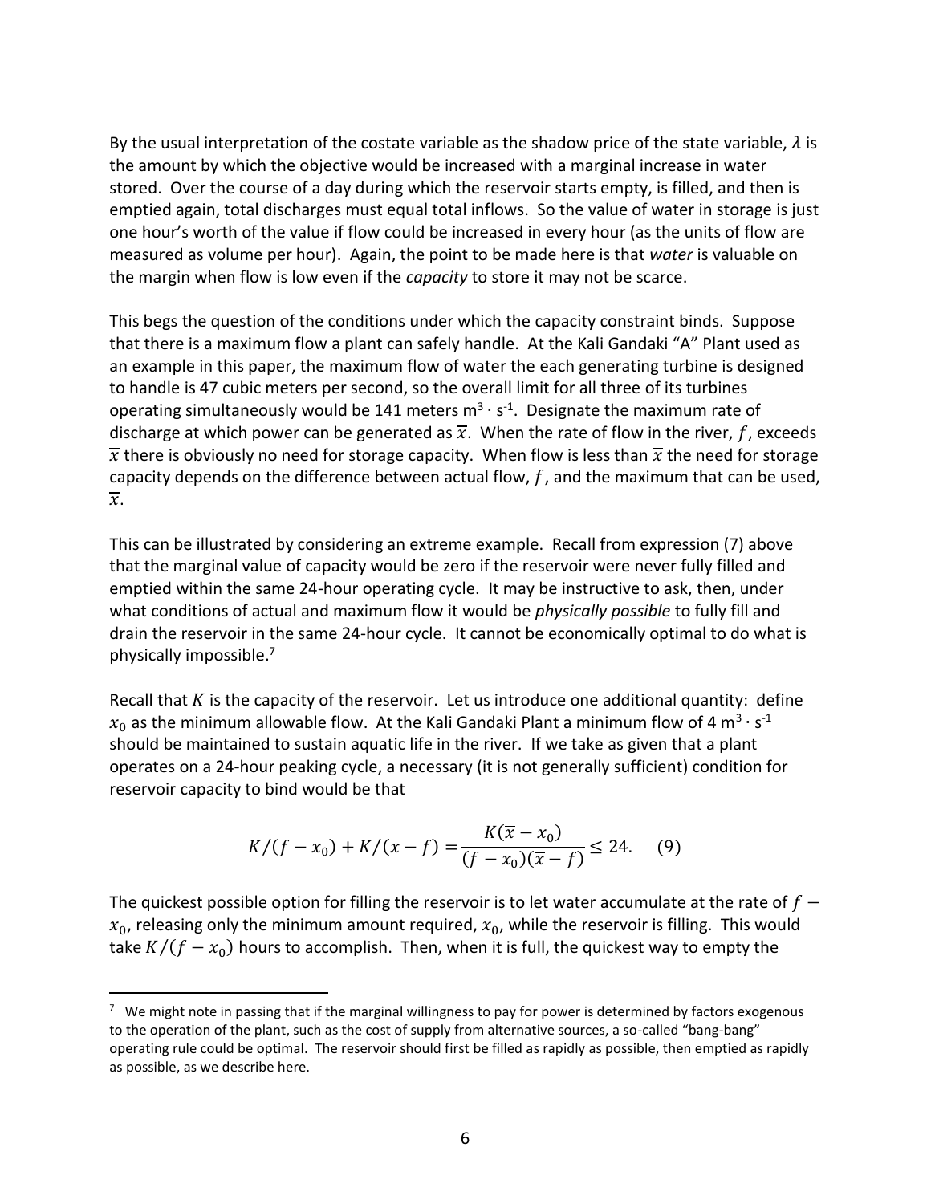By the usual interpretation of the costate variable as the shadow price of the state variable, $\lambda$ is the amount by which the objective would be increased with a marginal increase in water stored. Over the course of a day during which the reservoir starts empty, is filled, and then is emptied again, total discharges must equal total inflows. So the value of water in storage is just one hour's worth of the value if flow could be increased in every hour (as the units of flow are measured as volume per hour). Again, the point to be made here is that *water* is valuable on the margin when flow is low even if the *capacity* to store it may not be scarce.

This begs the question of the conditions under which the capacity constraint binds. Suppose that there is a maximum flow a plant can safely handle. At the Kali Gandaki "A" Plant used as an example in this paper, the maximum flow of water the each generating turbine is designed to handle is 47 cubic meters per second, so the overall limit for all three of its turbines operating simultaneously would be 141 meters $m^3 \cdot s^{-1}$. Designate the maximum rate of discharge at which power can be generated as $\overline{x}$. When the rate of flow in the river, $f$, exceeds $\overline{x}$ there is obviously no need for storage capacity. When flow is less than $\overline{x}$ the need for storage capacity depends on the difference between actual flow, $f$, and the maximum that can be used, $\overline{x}$.

This can be illustrated by considering an extreme example. Recall from expression (7) above that the marginal value of capacity would be zero if the reservoir were never fully filled and emptied within the same 24-hour operating cycle. It may be instructive to ask, then, under what conditions of actual and maximum flow it would be *physically possible* to fully fill and drain the reservoir in the same 24-hour cycle. It cannot be economically optimal to do what is physically impossible.[7]

Recall that $K$ is the capacity of the reservoir. Let us introduce one additional quantity: define $x_0$ as the minimum allowable flow. At the Kali Gandaki Plant a minimum flow of 4 $m^3 \cdot s^{-1}$ should be maintained to sustain aquatic life in the river. If we take as given that a plant operates on a 24-hour peaking cycle, a necessary (it is not generally sufficient) condition for reservoir capacity to bind would be that

$$K/(f - x_0) + K/(\overline{x} - f) = \frac{K(\overline{x} - x_0)}{(f - x_0)(\overline{x} - f)} \leq 24. \quad (9)$$

The quickest possible option for filling the reservoir is to let water accumulate at the rate of $f - x_0$, releasing only the minimum amount required, $x_0$, while the reservoir is filling. This would take $K/(f - x_0)$ hours to accomplish. Then, when it is full, the quickest way to empty the

[7] We might note in passing that if the marginal willingness to pay for power is determined by factors exogenous to the operation of the plant, such as the cost of supply from alternative sources, a so-called "bang-bang" operating rule could be optimal. The reservoir should first be filled as rapidly as possible, then emptied as rapidly as possible, as we describe here.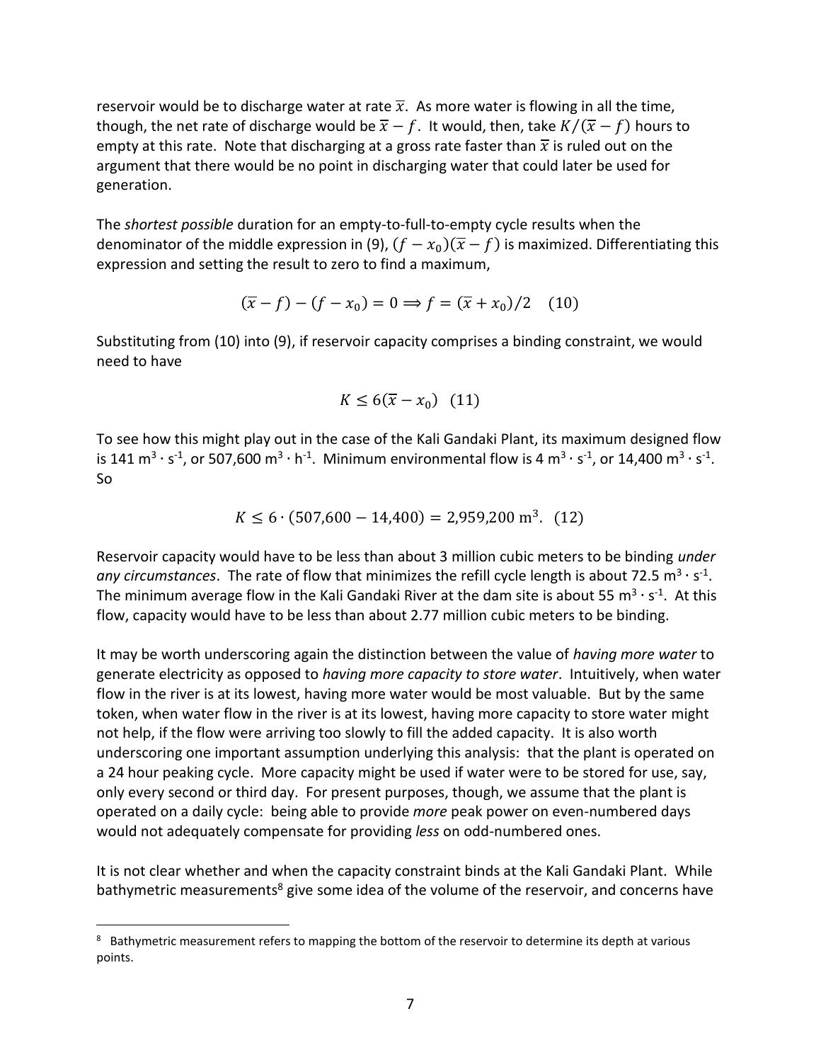reservoir would be to discharge water at rate $\overline{x}$. As more water is flowing in all the time, though, the net rate of discharge would be $\overline{x} - f$. It would, then, take $K/(\overline{x} - f)$ hours to empty at this rate. Note that discharging at a gross rate faster than $\overline{x}$ is ruled out on the argument that there would be no point in discharging water that could later be used for generation.

The *shortest possible* duration for an empty-to-full-to-empty cycle results when the denominator of the middle expression in (9), $(f - x_0)(\overline{x} - f)$ is maximized. Differentiating this expression and setting the result to zero to find a maximum,

$$(\overline{x} - f) - (f - x_0) = 0 \Longrightarrow f = (\overline{x} + x_0)/2 \quad (10)$$

Substituting from (10) into (9), if reservoir capacity comprises a binding constraint, we would need to have

$$K \leq 6(\overline{x} - x_0) \quad (11)$$

To see how this might play out in the case of the Kali Gandaki Plant, its maximum designed flow is 141 $m^3 \cdot s^{-1}$, or 507,600 $m^3 \cdot h^{-1}$. Minimum environmental flow is 4 $m^3 \cdot s^{-1}$, or 14,400 $m^3 \cdot s^{-1}$. So

$$K \leq 6 \cdot (507{,}600 - 14{,}400) = 2{,}959{,}200 \text{ m}^3. \quad (12)$$

Reservoir capacity would have to be less than about 3 million cubic meters to be binding *under any circumstances*. The rate of flow that minimizes the refill cycle length is about 72.5 $m^3 \cdot s^{-1}$. The minimum average flow in the Kali Gandaki River at the dam site is about 55 $m^3 \cdot s^{-1}$. At this flow, capacity would have to be less than about 2.77 million cubic meters to be binding.

It may be worth underscoring again the distinction between the value of *having more water* to generate electricity as opposed to *having more capacity to store water*. Intuitively, when water flow in the river is at its lowest, having more water would be most valuable. But by the same token, when water flow in the river is at its lowest, having more capacity to store water might not help, if the flow were arriving too slowly to fill the added capacity. It is also worth underscoring one important assumption underlying this analysis: that the plant is operated on a 24 hour peaking cycle. More capacity might be used if water were to be stored for use, say, only every second or third day. For present purposes, though, we assume that the plant is operated on a daily cycle: being able to provide *more* peak power on even-numbered days would not adequately compensate for providing *less* on odd-numbered ones.

It is not clear whether and when the capacity constraint binds at the Kali Gandaki Plant. While bathymetric measurements[8] give some idea of the volume of the reservoir, and concerns have

---

[8] Bathymetric measurement refers to mapping the bottom of the reservoir to determine its depth at various points.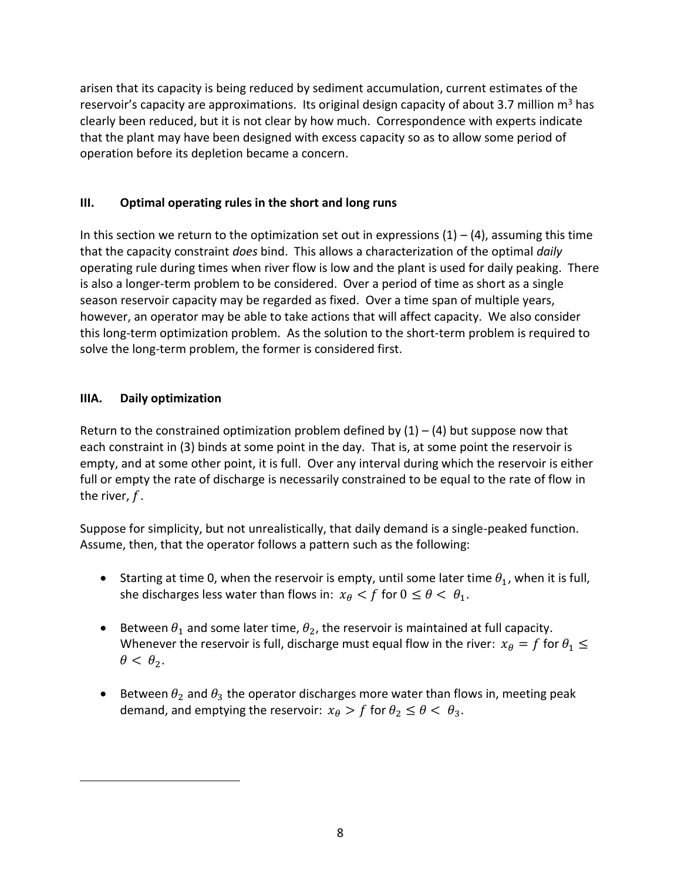arisen that its capacity is being reduced by sediment accumulation, current estimates of the reservoir's capacity are approximations. Its original design capacity of about 3.7 million m$^3$ has clearly been reduced, but it is not clear by how much. Correspondence with experts indicate that the plant may have been designed with excess capacity so as to allow some period of operation before its depletion became a concern.

## III. Optimal operating rules in the short and long runs

In this section we return to the optimization set out in expressions (1) – (4), assuming this time that the capacity constraint *does* bind. This allows a characterization of the optimal *daily* operating rule during times when river flow is low and the plant is used for daily peaking. There is also a longer-term problem to be considered. Over a period of time as short as a single season reservoir capacity may be regarded as fixed. Over a time span of multiple years, however, an operator may be able to take actions that will affect capacity. We also consider this long-term optimization problem. As the solution to the short-term problem is required to solve the long-term problem, the former is considered first.

### IIIA. Daily optimization

Return to the constrained optimization problem defined by (1) – (4) but suppose now that each constraint in (3) binds at some point in the day. That is, at some point the reservoir is empty, and at some other point, it is full. Over any interval during which the reservoir is either full or empty the rate of discharge is necessarily constrained to be equal to the rate of flow in the river, $f$.

Suppose for simplicity, but not unrealistically, that daily demand is a single-peaked function. Assume, then, that the operator follows a pattern such as the following:

- Starting at time 0, when the reservoir is empty, until some later time $\theta_1$, when it is full, she discharges less water than flows in: $x_\theta < f$ for $0 \leq \theta < \theta_1$.
- Between $\theta_1$ and some later time, $\theta_2$, the reservoir is maintained at full capacity. Whenever the reservoir is full, discharge must equal flow in the river: $x_\theta = f$ for $\theta_1 \leq \theta < \theta_2$.
- Between $\theta_2$ and $\theta_3$ the operator discharges more water than flows in, meeting peak demand, and emptying the reservoir: $x_\theta > f$ for $\theta_2 \leq \theta < \theta_3$.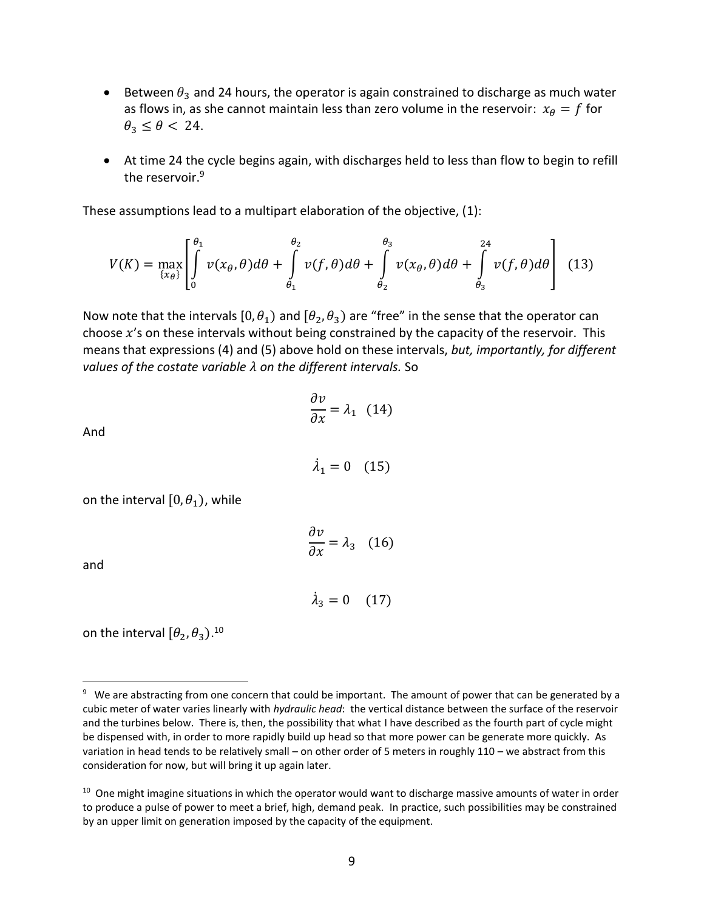- Between $\theta_3$ and 24 hours, the operator is again constrained to discharge as much water as flows in, as she cannot maintain less than zero volume in the reservoir: $x_\theta = f$ for $\theta_3 \leq \theta < 24$.

- At time 24 the cycle begins again, with discharges held to less than flow to begin to refill the reservoir.[9]

These assumptions lead to a multipart elaboration of the objective, (1):

$$V(K) = \max_{\{x_\theta\}} \left[ \int_0^{\theta_1} v(x_\theta, \theta) d\theta + \int_{\theta_1}^{\theta_2} v(f, \theta) d\theta + \int_{\theta_2}^{\theta_3} v(x_\theta, \theta) d\theta + \int_{\theta_3}^{24} v(f, \theta) d\theta \right] \quad (13)$$

Now note that the intervals $[0, \theta_1)$ and $[\theta_2, \theta_3)$ are "free" in the sense that the operator can choose $x$'s on these intervals without being constrained by the capacity of the reservoir. This means that expressions (4) and (5) above hold on these intervals, *but, importantly, for different values of the costate variable $\lambda$ on the different intervals.* So

$$\frac{\partial v}{\partial x} = \lambda_1 \quad (14)$$

And

$$\dot{\lambda}_1 = 0 \quad (15)$$

on the interval $[0, \theta_1)$, while

$$\frac{\partial v}{\partial x} = \lambda_3 \quad (16)$$

and

$$\dot{\lambda}_3 = 0 \quad (17)$$

on the interval $[\theta_2, \theta_3)$.[10]

---

[9] We are abstracting from one concern that could be important. The amount of power that can be generated by a cubic meter of water varies linearly with *hydraulic head*: the vertical distance between the surface of the reservoir and the turbines below. There is, then, the possibility that what I have described as the fourth part of cycle might be dispensed with, in order to more rapidly build up head so that more power can be generate more quickly. As variation in head tends to be relatively small – on other order of 5 meters in roughly 110 – we abstract from this consideration for now, but will bring it up again later.

[10] One might imagine situations in which the operator would want to discharge massive amounts of water in order to produce a pulse of power to meet a brief, high, demand peak. In practice, such possibilities may be constrained by an upper limit on generation imposed by the capacity of the equipment.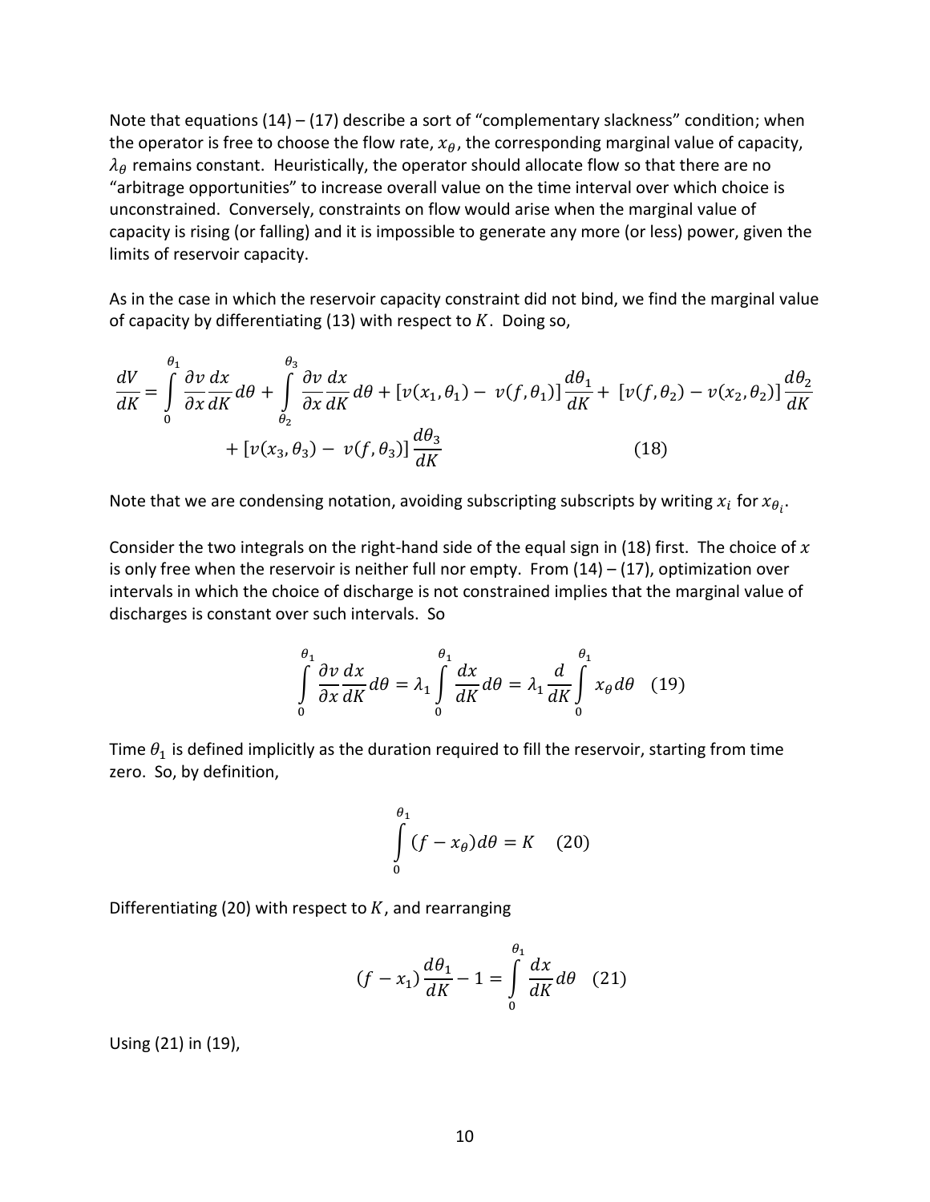Note that equations (14) – (17) describe a sort of "complementary slackness" condition; when the operator is free to choose the flow rate, $x_\theta$, the corresponding marginal value of capacity, $\lambda_\theta$ remains constant. Heuristically, the operator should allocate flow so that there are no "arbitrage opportunities" to increase overall value on the time interval over which choice is unconstrained. Conversely, constraints on flow would arise when the marginal value of capacity is rising (or falling) and it is impossible to generate any more (or less) power, given the limits of reservoir capacity.

As in the case in which the reservoir capacity constraint did not bind, we find the marginal value of capacity by differentiating (13) with respect to $K$. Doing so,

$$\frac{dV}{dK} = \int_0^{\theta_1} \frac{\partial v}{\partial x}\frac{dx}{dK}d\theta + \int_{\theta_2}^{\theta_3} \frac{\partial v}{\partial x}\frac{dx}{dK}d\theta + [v(x_1,\theta_1) - v(f,\theta_1)]\frac{d\theta_1}{dK} + [v(f,\theta_2) - v(x_2,\theta_2)]\frac{d\theta_2}{dK} + [v(x_3,\theta_3) - v(f,\theta_3)]\frac{d\theta_3}{dK} \quad (18)$$

Note that we are condensing notation, avoiding subscripting subscripts by writing $x_i$ for $x_{\theta_i}$.

Consider the two integrals on the right-hand side of the equal sign in (18) first. The choice of $x$ is only free when the reservoir is neither full nor empty. From (14) – (17), optimization over intervals in which the choice of discharge is not constrained implies that the marginal value of discharges is constant over such intervals. So

$$\int_0^{\theta_1} \frac{\partial v}{\partial x}\frac{dx}{dK}d\theta = \lambda_1 \int_0^{\theta_1} \frac{dx}{dK}d\theta = \lambda_1 \frac{d}{dK}\int_0^{\theta_1} x_\theta d\theta \quad (19)$$

Time $\theta_1$ is defined implicitly as the duration required to fill the reservoir, starting from time zero. So, by definition,

$$\int_0^{\theta_1} (f - x_\theta)d\theta = K \quad (20)$$

Differentiating (20) with respect to $K$, and rearranging

$$(f - x_1)\frac{d\theta_1}{dK} - 1 = \int_0^{\theta_1} \frac{dx}{dK}d\theta \quad (21)$$

Using (21) in (19),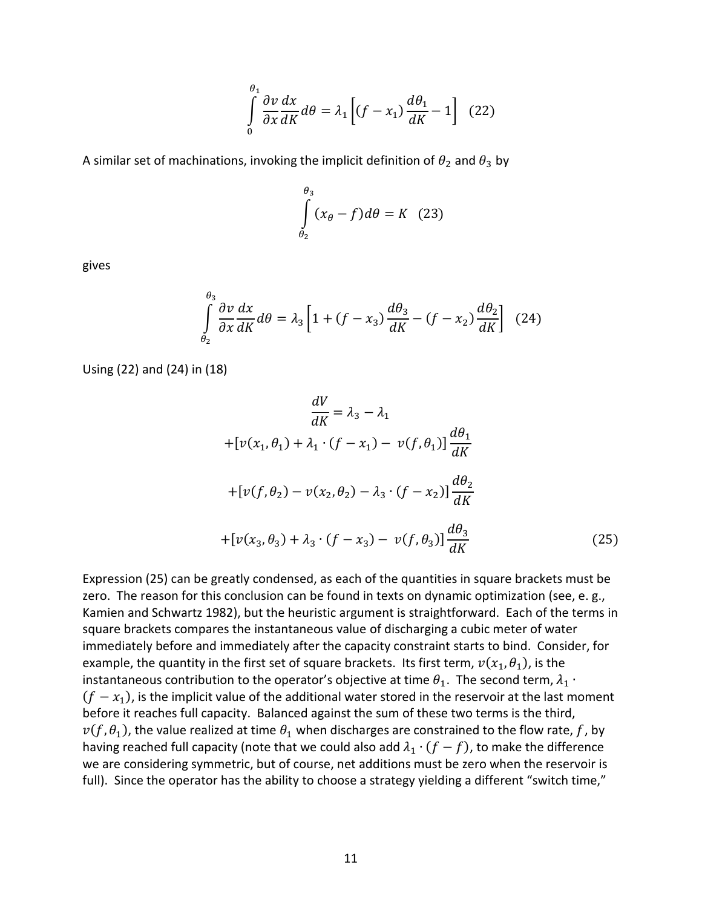$$\int_0^{\theta_1} \frac{\partial v}{\partial x}\frac{dx}{dK}d\theta = \lambda_1\left[(f - x_1)\frac{d\theta_1}{dK} - 1\right] \quad (22)$$

A similar set of machinations, invoking the implicit definition of $\theta_2$ and $\theta_3$ by

$$\int_{\theta_2}^{\theta_3} (x_\theta - f)d\theta = K \quad (23)$$

gives

$$\int_{\theta_2}^{\theta_3} \frac{\partial v}{\partial x}\frac{dx}{dK}d\theta = \lambda_3\left[1 + (f - x_3)\frac{d\theta_3}{dK} - (f - x_2)\frac{d\theta_2}{dK}\right] \quad (24)$$

Using (22) and (24) in (18)

$$\begin{aligned}
\frac{dV}{dK} &= \lambda_3 - \lambda_1 \\
&+ [v(x_1, \theta_1) + \lambda_1 \cdot (f - x_1) - v(f, \theta_1)]\frac{d\theta_1}{dK} \\
&+ [v(f, \theta_2) - v(x_2, \theta_2) - \lambda_3 \cdot (f - x_2)]\frac{d\theta_2}{dK} \\
&+ [v(x_3, \theta_3) + \lambda_3 \cdot (f - x_3) - v(f, \theta_3)]\frac{d\theta_3}{dK} \qquad (25)
\end{aligned}$$

Expression (25) can be greatly condensed, as each of the quantities in square brackets must be zero. The reason for this conclusion can be found in texts on dynamic optimization (see, e. g., Kamien and Schwartz 1982), but the heuristic argument is straightforward. Each of the terms in square brackets compares the instantaneous value of discharging a cubic meter of water immediately before and immediately after the capacity constraint starts to bind. Consider, for example, the quantity in the first set of square brackets. Its first term, $v(x_1, \theta_1)$, is the instantaneous contribution to the operator's objective at time $\theta_1$. The second term, $\lambda_1 \cdot (f - x_1)$, is the implicit value of the additional water stored in the reservoir at the last moment before it reaches full capacity. Balanced against the sum of these two terms is the third, $v(f, \theta_1)$, the value realized at time $\theta_1$ when discharges are constrained to the flow rate, $f$, by having reached full capacity (note that we could also add $\lambda_1 \cdot (f - f)$, to make the difference we are considering symmetric, but of course, net additions must be zero when the reservoir is full). Since the operator has the ability to choose a strategy yielding a different "switch time,"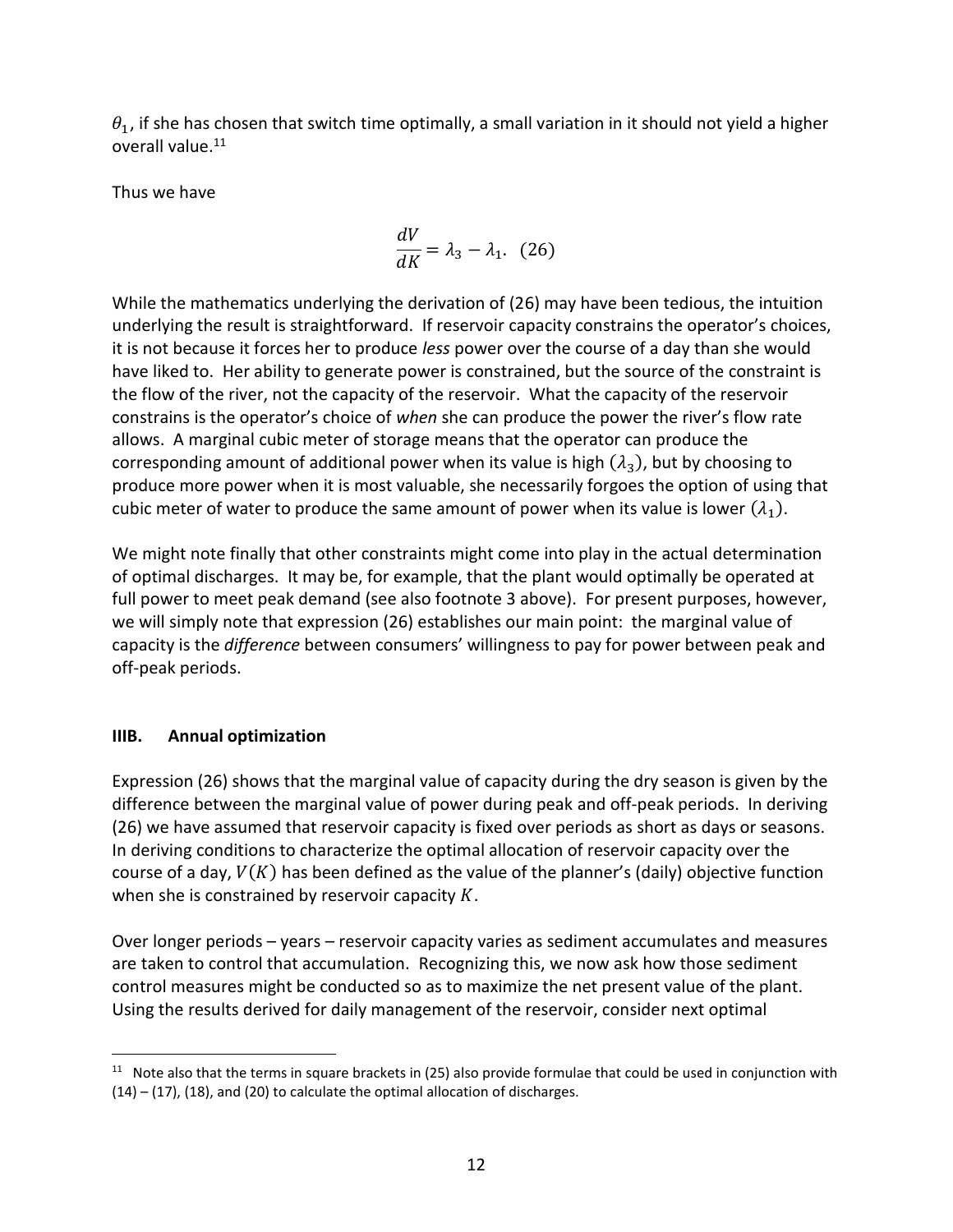$\theta_1$, if she has chosen that switch time optimally, a small variation in it should not yield a higher overall value.[11]

Thus we have

$$\frac{dV}{dK} = \lambda_3 - \lambda_1. \quad (26)$$

While the mathematics underlying the derivation of (26) may have been tedious, the intuition underlying the result is straightforward. If reservoir capacity constrains the operator's choices, it is not because it forces her to produce *less* power over the course of a day than she would have liked to. Her ability to generate power is constrained, but the source of the constraint is the flow of the river, not the capacity of the reservoir. What the capacity of the reservoir constrains is the operator's choice of *when* she can produce the power the river's flow rate allows. A marginal cubic meter of storage means that the operator can produce the corresponding amount of additional power when its value is high $(\lambda_3)$, but by choosing to produce more power when it is most valuable, she necessarily forgoes the option of using that cubic meter of water to produce the same amount of power when its value is lower $(\lambda_1)$.

We might note finally that other constraints might come into play in the actual determination of optimal discharges. It may be, for example, that the plant would optimally be operated at full power to meet peak demand (see also footnote 3 above). For present purposes, however, we will simply note that expression (26) establishes our main point: the marginal value of capacity is the *difference* between consumers' willingness to pay for power between peak and off-peak periods.

### IIIB. Annual optimization

Expression (26) shows that the marginal value of capacity during the dry season is given by the difference between the marginal value of power during peak and off-peak periods. In deriving (26) we have assumed that reservoir capacity is fixed over periods as short as days or seasons. In deriving conditions to characterize the optimal allocation of reservoir capacity over the course of a day, $V(K)$ has been defined as the value of the planner's (daily) objective function when she is constrained by reservoir capacity $K$.

Over longer periods – years – reservoir capacity varies as sediment accumulates and measures are taken to control that accumulation. Recognizing this, we now ask how those sediment control measures might be conducted so as to maximize the net present value of the plant. Using the results derived for daily management of the reservoir, consider next optimal

[11] Note also that the terms in square brackets in (25) also provide formulae that could be used in conjunction with (14) – (17), (18), and (20) to calculate the optimal allocation of discharges.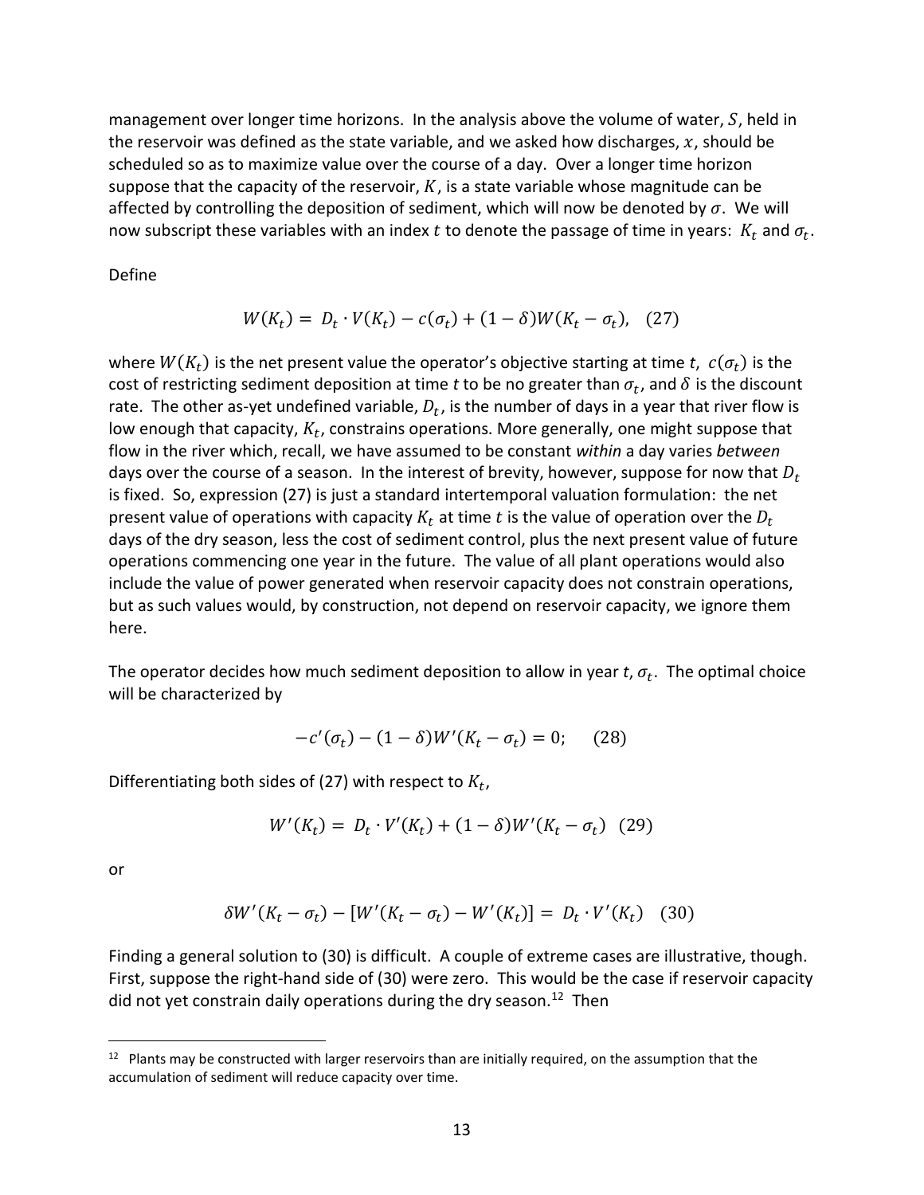management over longer time horizons. In the analysis above the volume of water, $S$, held in the reservoir was defined as the state variable, and we asked how discharges, $x$, should be scheduled so as to maximize value over the course of a day. Over a longer time horizon suppose that the capacity of the reservoir, $K$, is a state variable whose magnitude can be affected by controlling the deposition of sediment, which will now be denoted by $\sigma$. We will now subscript these variables with an index $t$ to denote the passage of time in years: $K_t$ and $\sigma_t$.

Define

$$W(K_t) = D_t \cdot V(K_t) - c(\sigma_t) + (1 - \delta)W(K_t - \sigma_t), \quad (27)$$

where $W(K_t)$ is the net present value the operator's objective starting at time *t*, $c(\sigma_t)$ is the cost of restricting sediment deposition at time *t* to be no greater than $\sigma_t$, and $\delta$ is the discount rate. The other as-yet undefined variable, $D_t$, is the number of days in a year that river flow is low enough that capacity, $K_t$, constrains operations. More generally, one might suppose that flow in the river which, recall, we have assumed to be constant *within* a day varies *between* days over the course of a season. In the interest of brevity, however, suppose for now that $D_t$ is fixed. So, expression (27) is just a standard intertemporal valuation formulation: the net present value of operations with capacity $K_t$ at time $t$ is the value of operation over the $D_t$ days of the dry season, less the cost of sediment control, plus the next present value of future operations commencing one year in the future. The value of all plant operations would also include the value of power generated when reservoir capacity does not constrain operations, but as such values would, by construction, not depend on reservoir capacity, we ignore them here.

The operator decides how much sediment deposition to allow in year *t*, $\sigma_t$. The optimal choice will be characterized by

$$-c'(\sigma_t) - (1 - \delta)W'(K_t - \sigma_t) = 0; \quad (28)$$

Differentiating both sides of (27) with respect to $K_t$,

$$W'(K_t) = D_t \cdot V'(K_t) + (1 - \delta)W'(K_t - \sigma_t) \quad (29)$$

or

$$\delta W'(K_t - \sigma_t) - [W'(K_t - \sigma_t) - W'(K_t)] = D_t \cdot V'(K_t) \quad (30)$$

Finding a general solution to (30) is difficult. A couple of extreme cases are illustrative, though. First, suppose the right-hand side of (30) were zero. This would be the case if reservoir capacity did not yet constrain daily operations during the dry season.[12] Then

---

[12] Plants may be constructed with larger reservoirs than are initially required, on the assumption that the accumulation of sediment will reduce capacity over time.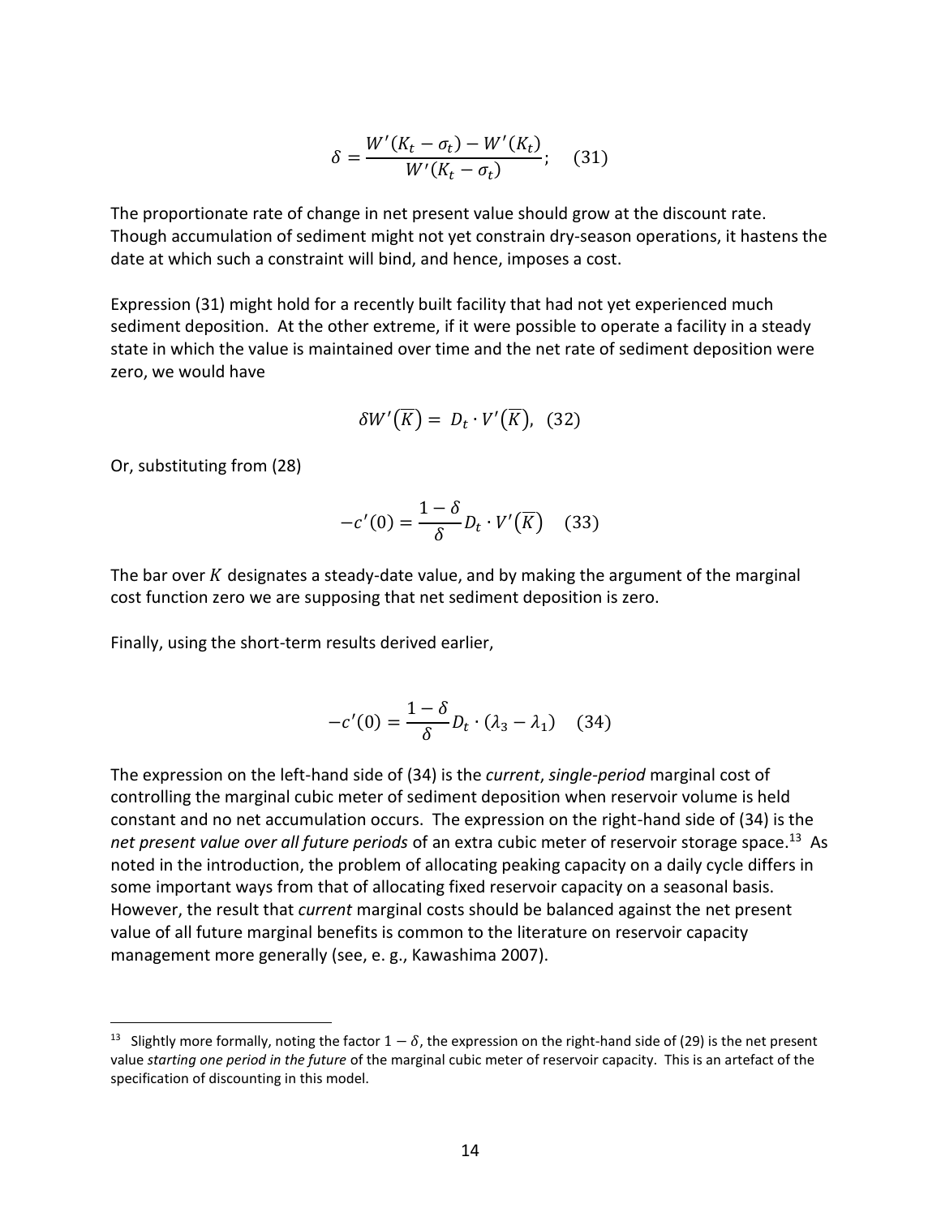$$\delta = \frac{W'(K_t - \sigma_t) - W'(K_t)}{W'(K_t - \sigma_t)}; \quad (31)$$

The proportionate rate of change in net present value should grow at the discount rate. Though accumulation of sediment might not yet constrain dry-season operations, it hastens the date at which such a constraint will bind, and hence, imposes a cost.

Expression (31) might hold for a recently built facility that had not yet experienced much sediment deposition. At the other extreme, if it were possible to operate a facility in a steady state in which the value is maintained over time and the net rate of sediment deposition were zero, we would have

$$\delta W'(\overline{K}) = D_t \cdot V'(\overline{K}), \quad (32)$$

Or, substituting from (28)

$$-c'(0) = \frac{1-\delta}{\delta} D_t \cdot V'(\overline{K}) \quad (33)$$

The bar over $K$ designates a steady-date value, and by making the argument of the marginal cost function zero we are supposing that net sediment deposition is zero.

Finally, using the short-term results derived earlier,

$$-c'(0) = \frac{1-\delta}{\delta} D_t \cdot (\lambda_3 - \lambda_1) \quad (34)$$

The expression on the left-hand side of (34) is the *current*, *single-period* marginal cost of controlling the marginal cubic meter of sediment deposition when reservoir volume is held constant and no net accumulation occurs. The expression on the right-hand side of (34) is the *net present value over all future periods* of an extra cubic meter of reservoir storage space.[13] As noted in the introduction, the problem of allocating peaking capacity on a daily cycle differs in some important ways from that of allocating fixed reservoir capacity on a seasonal basis. However, the result that *current* marginal costs should be balanced against the net present value of all future marginal benefits is common to the literature on reservoir capacity management more generally (see, e. g., Kawashima 2007).

[13] Slightly more formally, noting the factor $1-\delta$, the expression on the right-hand side of (29) is the net present value *starting one period in the future* of the marginal cubic meter of reservoir capacity. This is an artefact of the specification of discounting in this model.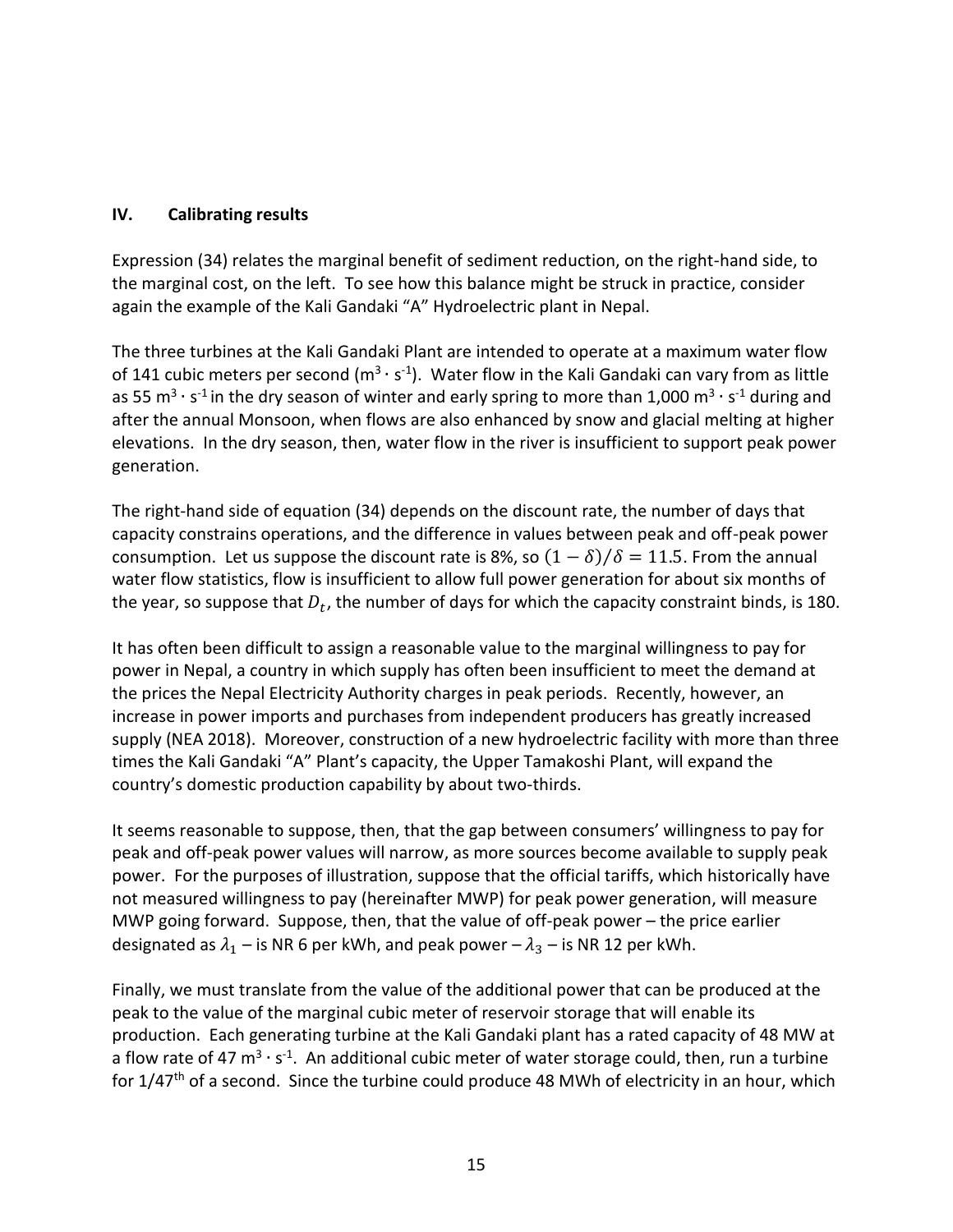## IV. Calibrating results

Expression (34) relates the marginal benefit of sediment reduction, on the right-hand side, to the marginal cost, on the left. To see how this balance might be struck in practice, consider again the example of the Kali Gandaki "A" Hydroelectric plant in Nepal.

The three turbines at the Kali Gandaki Plant are intended to operate at a maximum water flow of 141 cubic meters per second ($m^3 \cdot s^{-1}$). Water flow in the Kali Gandaki can vary from as little as 55 $m^3 \cdot s^{-1}$ in the dry season of winter and early spring to more than 1,000 $m^3 \cdot s^{-1}$ during and after the annual Monsoon, when flows are also enhanced by snow and glacial melting at higher elevations. In the dry season, then, water flow in the river is insufficient to support peak power generation.

The right-hand side of equation (34) depends on the discount rate, the number of days that capacity constrains operations, and the difference in values between peak and off-peak power consumption. Let us suppose the discount rate is 8%, so $(1 - \delta)/\delta = 11.5$. From the annual water flow statistics, flow is insufficient to allow full power generation for about six months of the year, so suppose that $D_t$, the number of days for which the capacity constraint binds, is 180.

It has often been difficult to assign a reasonable value to the marginal willingness to pay for power in Nepal, a country in which supply has often been insufficient to meet the demand at the prices the Nepal Electricity Authority charges in peak periods. Recently, however, an increase in power imports and purchases from independent producers has greatly increased supply (NEA 2018). Moreover, construction of a new hydroelectric facility with more than three times the Kali Gandaki "A" Plant's capacity, the Upper Tamakoshi Plant, will expand the country's domestic production capability by about two-thirds.

It seems reasonable to suppose, then, that the gap between consumers' willingness to pay for peak and off-peak power values will narrow, as more sources become available to supply peak power. For the purposes of illustration, suppose that the official tariffs, which historically have not measured willingness to pay (hereinafter MWP) for peak power generation, will measure MWP going forward. Suppose, then, that the value of off-peak power – the price earlier designated as $\lambda_1$ – is NR 6 per kWh, and peak power – $\lambda_3$ – is NR 12 per kWh.

Finally, we must translate from the value of the additional power that can be produced at the peak to the value of the marginal cubic meter of reservoir storage that will enable its production. Each generating turbine at the Kali Gandaki plant has a rated capacity of 48 MW at a flow rate of 47 $m^3 \cdot s^{-1}$. An additional cubic meter of water storage could, then, run a turbine for 1/47th of a second. Since the turbine could produce 48 MWh of electricity in an hour, which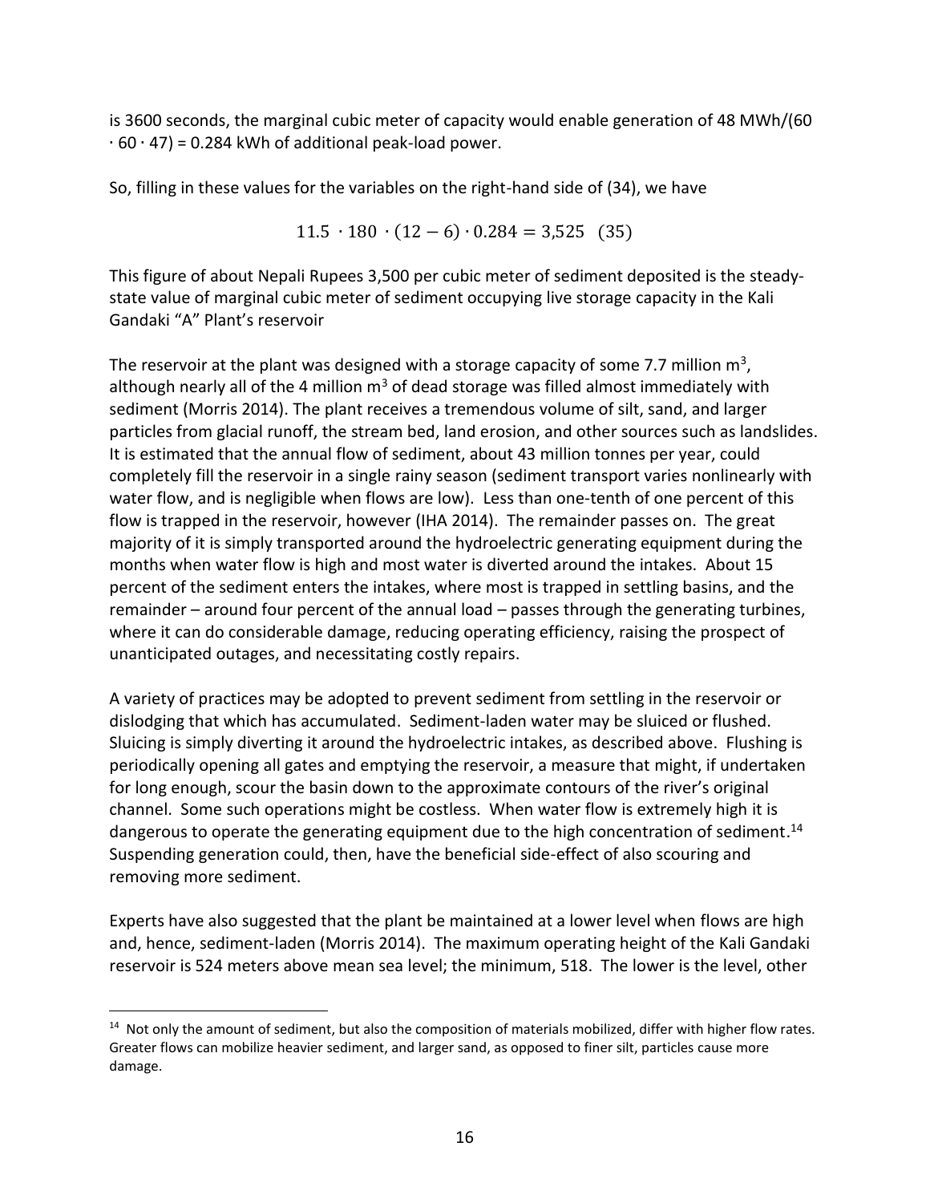is 3600 seconds, the marginal cubic meter of capacity would enable generation of 48 MWh/(60 $\cdot$ 60 $\cdot$ 47) = 0.284 kWh of additional peak-load power.

So, filling in these values for the variables on the right-hand side of (34), we have

$$11.5 \cdot 180 \cdot (12 - 6) \cdot 0.284 = 3{,}525 \quad (35)$$

This figure of about Nepali Rupees 3,500 per cubic meter of sediment deposited is the steady-state value of marginal cubic meter of sediment occupying live storage capacity in the Kali Gandaki "A" Plant's reservoir

The reservoir at the plant was designed with a storage capacity of some 7.7 million $m^3$, although nearly all of the 4 million $m^3$ of dead storage was filled almost immediately with sediment (Morris 2014). The plant receives a tremendous volume of silt, sand, and larger particles from glacial runoff, the stream bed, land erosion, and other sources such as landslides. It is estimated that the annual flow of sediment, about 43 million tonnes per year, could completely fill the reservoir in a single rainy season (sediment transport varies nonlinearly with water flow, and is negligible when flows are low). Less than one-tenth of one percent of this flow is trapped in the reservoir, however (IHA 2014). The remainder passes on. The great majority of it is simply transported around the hydroelectric generating equipment during the months when water flow is high and most water is diverted around the intakes. About 15 percent of the sediment enters the intakes, where most is trapped in settling basins, and the remainder – around four percent of the annual load – passes through the generating turbines, where it can do considerable damage, reducing operating efficiency, raising the prospect of unanticipated outages, and necessitating costly repairs.

A variety of practices may be adopted to prevent sediment from settling in the reservoir or dislodging that which has accumulated. Sediment-laden water may be sluiced or flushed. Sluicing is simply diverting it around the hydroelectric intakes, as described above. Flushing is periodically opening all gates and emptying the reservoir, a measure that might, if undertaken for long enough, scour the basin down to the approximate contours of the river's original channel. Some such operations might be costless. When water flow is extremely high it is dangerous to operate the generating equipment due to the high concentration of sediment.[14] Suspending generation could, then, have the beneficial side-effect of also scouring and removing more sediment.

Experts have also suggested that the plant be maintained at a lower level when flows are high and, hence, sediment-laden (Morris 2014). The maximum operating height of the Kali Gandaki reservoir is 524 meters above mean sea level; the minimum, 518. The lower is the level, other

[14] Not only the amount of sediment, but also the composition of materials mobilized, differ with higher flow rates. Greater flows can mobilize heavier sediment, and larger sand, as opposed to finer silt, particles cause more damage.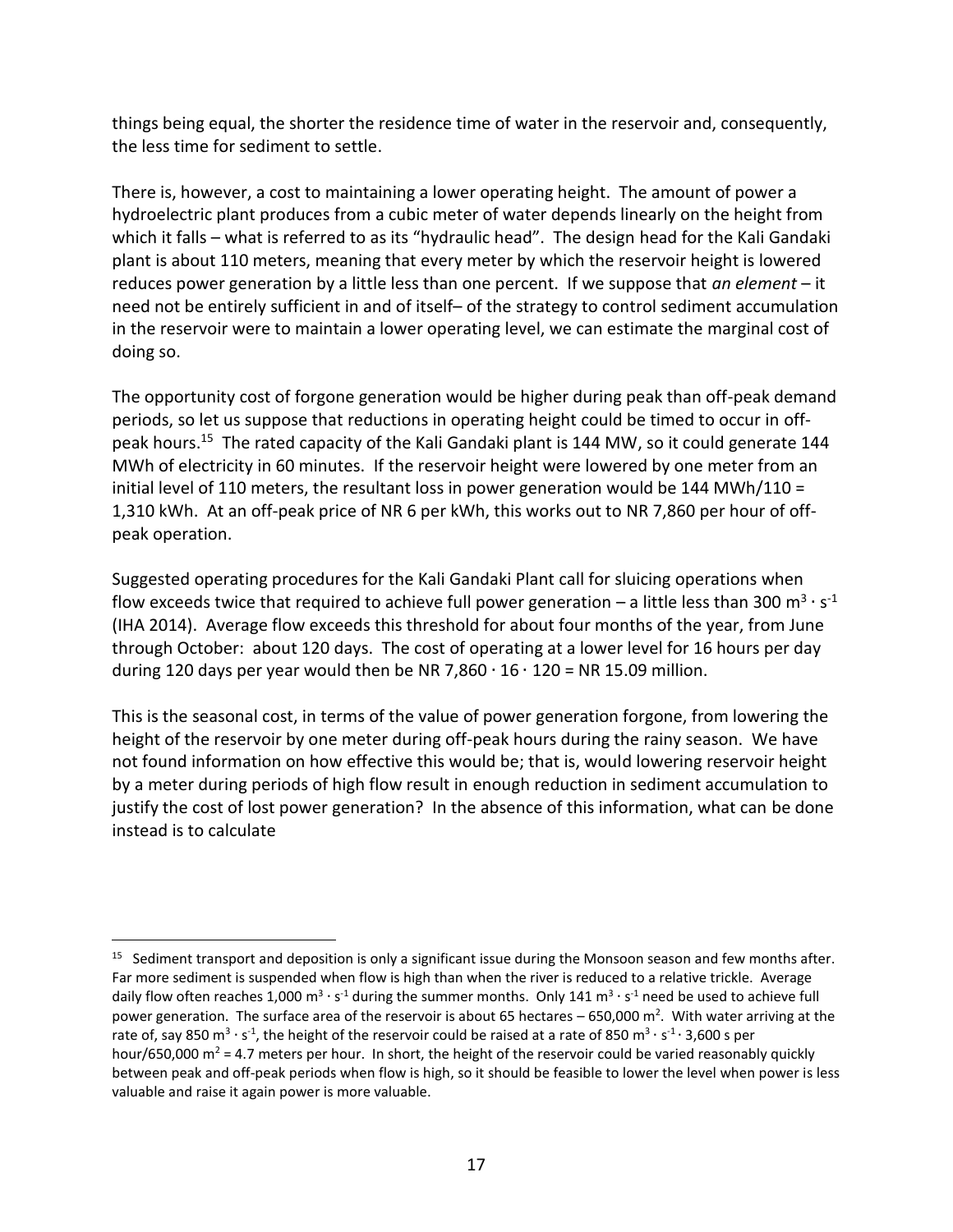things being equal, the shorter the residence time of water in the reservoir and, consequently, the less time for sediment to settle.

There is, however, a cost to maintaining a lower operating height. The amount of power a hydroelectric plant produces from a cubic meter of water depends linearly on the height from which it falls – what is referred to as its "hydraulic head". The design head for the Kali Gandaki plant is about 110 meters, meaning that every meter by which the reservoir height is lowered reduces power generation by a little less than one percent. If we suppose that *an element* – it need not be entirely sufficient in and of itself– of the strategy to control sediment accumulation in the reservoir were to maintain a lower operating level, we can estimate the marginal cost of doing so.

The opportunity cost of forgone generation would be higher during peak than off-peak demand periods, so let us suppose that reductions in operating height could be timed to occur in off-peak hours.[15] The rated capacity of the Kali Gandaki plant is 144 MW, so it could generate 144 MWh of electricity in 60 minutes. If the reservoir height were lowered by one meter from an initial level of 110 meters, the resultant loss in power generation would be 144 MWh/110 = 1,310 kWh. At an off-peak price of NR 6 per kWh, this works out to NR 7,860 per hour of off-peak operation.

Suggested operating procedures for the Kali Gandaki Plant call for sluicing operations when flow exceeds twice that required to achieve full power generation – a little less than 300 $m^3 \cdot s^{-1}$ (IHA 2014). Average flow exceeds this threshold for about four months of the year, from June through October: about 120 days. The cost of operating at a lower level for 16 hours per day during 120 days per year would then be NR $7{,}860 \cdot 16 \cdot 120$ = NR 15.09 million.

This is the seasonal cost, in terms of the value of power generation forgone, from lowering the height of the reservoir by one meter during off-peak hours during the rainy season. We have not found information on how effective this would be; that is, would lowering reservoir height by a meter during periods of high flow result in enough reduction in sediment accumulation to justify the cost of lost power generation? In the absence of this information, what can be done instead is to calculate

---

[15] Sediment transport and deposition is only a significant issue during the Monsoon season and few months after. Far more sediment is suspended when flow is high than when the river is reduced to a relative trickle. Average daily flow often reaches 1,000 $m^3 \cdot s^{-1}$ during the summer months. Only 141 $m^3 \cdot s^{-1}$ need be used to achieve full power generation. The surface area of the reservoir is about 65 hectares – 650,000 $m^2$. With water arriving at the rate of, say 850 $m^3 \cdot s^{-1}$, the height of the reservoir could be raised at a rate of 850 $m^3 \cdot s^{-1} \cdot$ 3,600 s per hour/650,000 $m^2$ = 4.7 meters per hour. In short, the height of the reservoir could be varied reasonably quickly between peak and off-peak periods when flow is high, so it should be feasible to lower the level when power is less valuable and raise it again power is more valuable.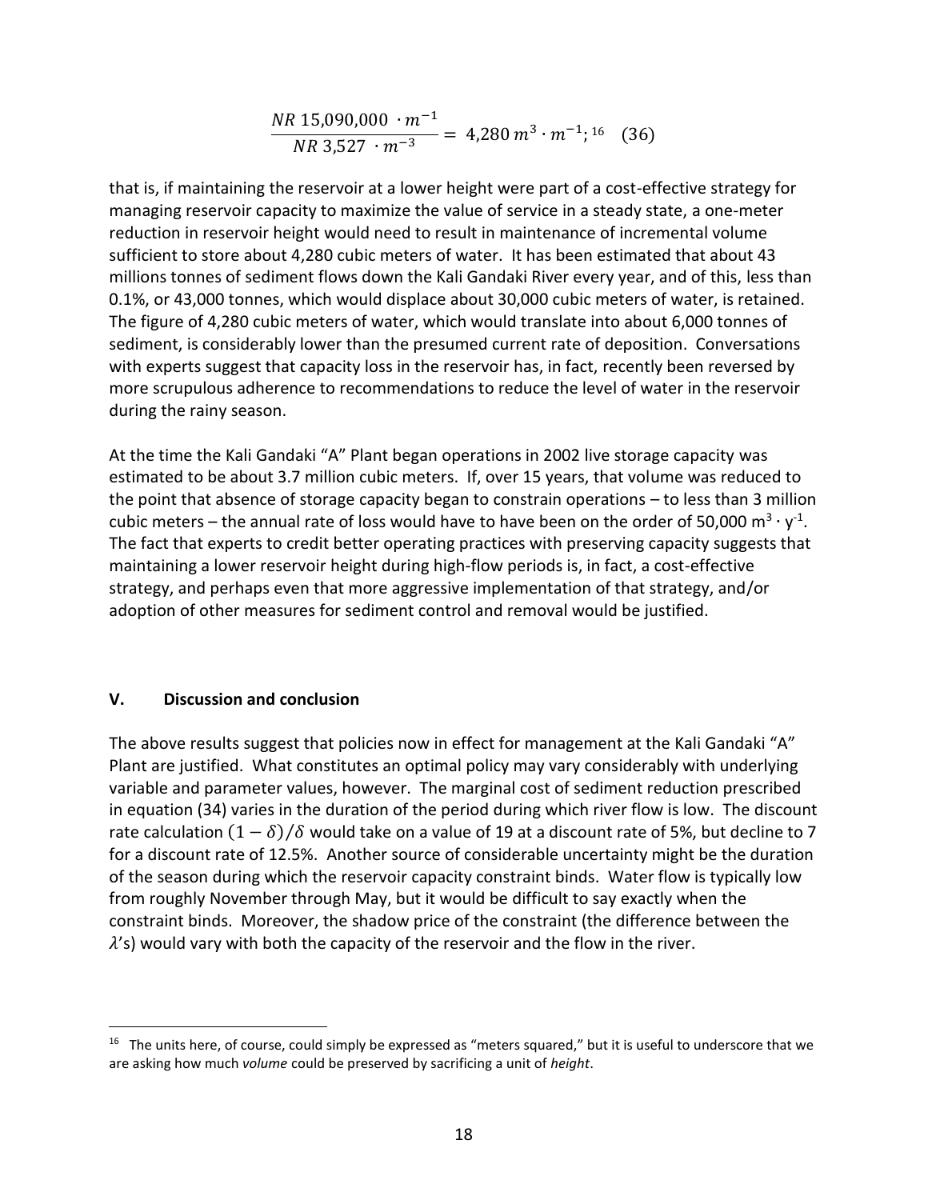$$\frac{NR\ 15{,}090{,}000\ \cdot m^{-1}}{NR\ 3{,}527\ \cdot m^{-3}} = 4{,}280\ m^3 \cdot m^{-1};^{16} \quad (36)$$

that is, if maintaining the reservoir at a lower height were part of a cost-effective strategy for managing reservoir capacity to maximize the value of service in a steady state, a one-meter reduction in reservoir height would need to result in maintenance of incremental volume sufficient to store about 4,280 cubic meters of water. It has been estimated that about 43 millions tonnes of sediment flows down the Kali Gandaki River every year, and of this, less than 0.1%, or 43,000 tonnes, which would displace about 30,000 cubic meters of water, is retained. The figure of 4,280 cubic meters of water, which would translate into about 6,000 tonnes of sediment, is considerably lower than the presumed current rate of deposition. Conversations with experts suggest that capacity loss in the reservoir has, in fact, recently been reversed by more scrupulous adherence to recommendations to reduce the level of water in the reservoir during the rainy season.

At the time the Kali Gandaki "A" Plant began operations in 2002 live storage capacity was estimated to be about 3.7 million cubic meters. If, over 15 years, that volume was reduced to the point that absence of storage capacity began to constrain operations – to less than 3 million cubic meters – the annual rate of loss would have to have been on the order of 50,000 $m^3 \cdot y^{-1}$. The fact that experts to credit better operating practices with preserving capacity suggests that maintaining a lower reservoir height during high-flow periods is, in fact, a cost-effective strategy, and perhaps even that more aggressive implementation of that strategy, and/or adoption of other measures for sediment control and removal would be justified.

## V. Discussion and conclusion

The above results suggest that policies now in effect for management at the Kali Gandaki "A" Plant are justified. What constitutes an optimal policy may vary considerably with underlying variable and parameter values, however. The marginal cost of sediment reduction prescribed in equation (34) varies in the duration of the period during which river flow is low. The discount rate calculation $(1-\delta)/\delta$ would take on a value of 19 at a discount rate of 5%, but decline to 7 for a discount rate of 12.5%. Another source of considerable uncertainty might be the duration of the season during which the reservoir capacity constraint binds. Water flow is typically low from roughly November through May, but it would be difficult to say exactly when the constraint binds. Moreover, the shadow price of the constraint (the difference between the $\lambda$'s) would vary with both the capacity of the reservoir and the flow in the river.

[16] The units here, of course, could simply be expressed as "meters squared," but it is useful to underscore that we are asking how much *volume* could be preserved by sacrificing a unit of *height*.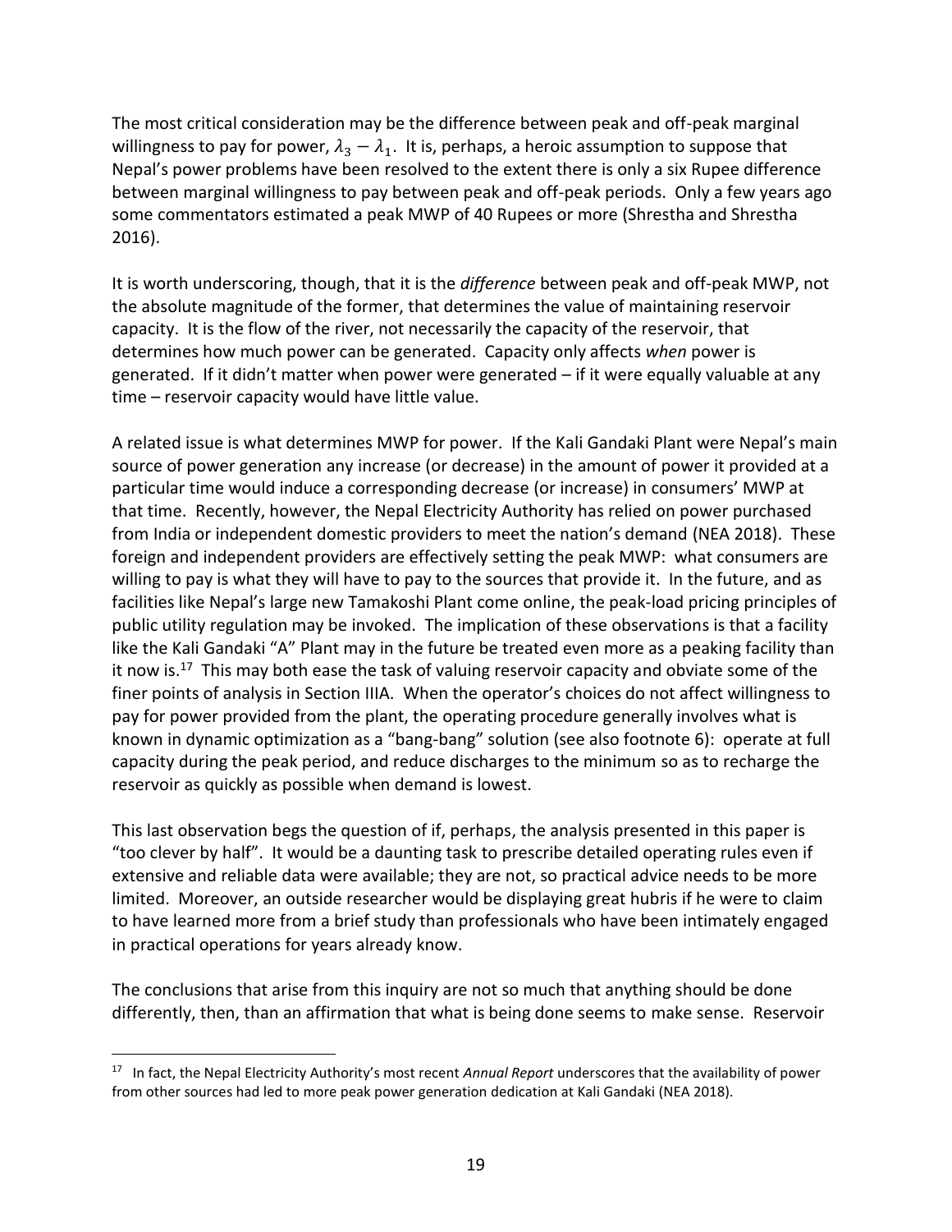The most critical consideration may be the difference between peak and off-peak marginal willingness to pay for power, $\lambda_3 - \lambda_1$. It is, perhaps, a heroic assumption to suppose that Nepal's power problems have been resolved to the extent there is only a six Rupee difference between marginal willingness to pay between peak and off-peak periods. Only a few years ago some commentators estimated a peak MWP of 40 Rupees or more (Shrestha and Shrestha 2016).

It is worth underscoring, though, that it is the *difference* between peak and off-peak MWP, not the absolute magnitude of the former, that determines the value of maintaining reservoir capacity. It is the flow of the river, not necessarily the capacity of the reservoir, that determines how much power can be generated. Capacity only affects *when* power is generated. If it didn't matter when power were generated – if it were equally valuable at any time – reservoir capacity would have little value.

A related issue is what determines MWP for power. If the Kali Gandaki Plant were Nepal's main source of power generation any increase (or decrease) in the amount of power it provided at a particular time would induce a corresponding decrease (or increase) in consumers' MWP at that time. Recently, however, the Nepal Electricity Authority has relied on power purchased from India or independent domestic providers to meet the nation's demand (NEA 2018). These foreign and independent providers are effectively setting the peak MWP: what consumers are willing to pay is what they will have to pay to the sources that provide it. In the future, and as facilities like Nepal's large new Tamakoshi Plant come online, the peak-load pricing principles of public utility regulation may be invoked. The implication of these observations is that a facility like the Kali Gandaki "A" Plant may in the future be treated even more as a peaking facility than it now is.[17] This may both ease the task of valuing reservoir capacity and obviate some of the finer points of analysis in Section IIIA. When the operator's choices do not affect willingness to pay for power provided from the plant, the operating procedure generally involves what is known in dynamic optimization as a "bang-bang" solution (see also footnote 6): operate at full capacity during the peak period, and reduce discharges to the minimum so as to recharge the reservoir as quickly as possible when demand is lowest.

This last observation begs the question of if, perhaps, the analysis presented in this paper is "too clever by half". It would be a daunting task to prescribe detailed operating rules even if extensive and reliable data were available; they are not, so practical advice needs to be more limited. Moreover, an outside researcher would be displaying great hubris if he were to claim to have learned more from a brief study than professionals who have been intimately engaged in practical operations for years already know.

The conclusions that arise from this inquiry are not so much that anything should be done differently, then, than an affirmation that what is being done seems to make sense. Reservoir

[17] In fact, the Nepal Electricity Authority's most recent *Annual Report* underscores that the availability of power from other sources had led to more peak power generation dedication at Kali Gandaki (NEA 2018).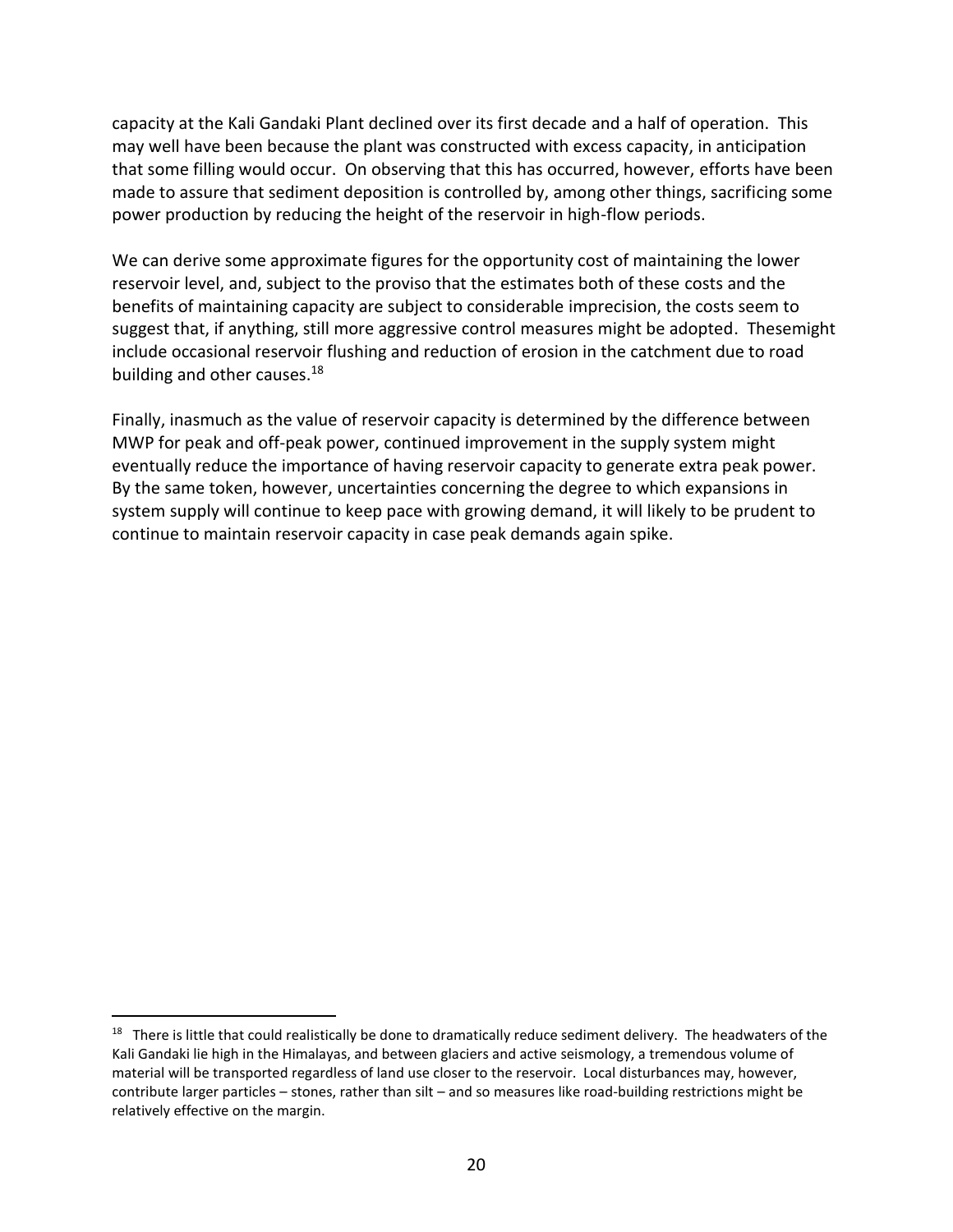capacity at the Kali Gandaki Plant declined over its first decade and a half of operation. This may well have been because the plant was constructed with excess capacity, in anticipation that some filling would occur. On observing that this has occurred, however, efforts have been made to assure that sediment deposition is controlled by, among other things, sacrificing some power production by reducing the height of the reservoir in high-flow periods.

We can derive some approximate figures for the opportunity cost of maintaining the lower reservoir level, and, subject to the proviso that the estimates both of these costs and the benefits of maintaining capacity are subject to considerable imprecision, the costs seem to suggest that, if anything, still more aggressive control measures might be adopted. Thesemight include occasional reservoir flushing and reduction of erosion in the catchment due to road building and other causes.[18]

Finally, inasmuch as the value of reservoir capacity is determined by the difference between MWP for peak and off-peak power, continued improvement in the supply system might eventually reduce the importance of having reservoir capacity to generate extra peak power. By the same token, however, uncertainties concerning the degree to which expansions in system supply will continue to keep pace with growing demand, it will likely to be prudent to continue to maintain reservoir capacity in case peak demands again spike.

---

[18] There is little that could realistically be done to dramatically reduce sediment delivery. The headwaters of the Kali Gandaki lie high in the Himalayas, and between glaciers and active seismology, a tremendous volume of material will be transported regardless of land use closer to the reservoir. Local disturbances may, however, contribute larger particles – stones, rather than silt – and so measures like road-building restrictions might be relatively effective on the margin.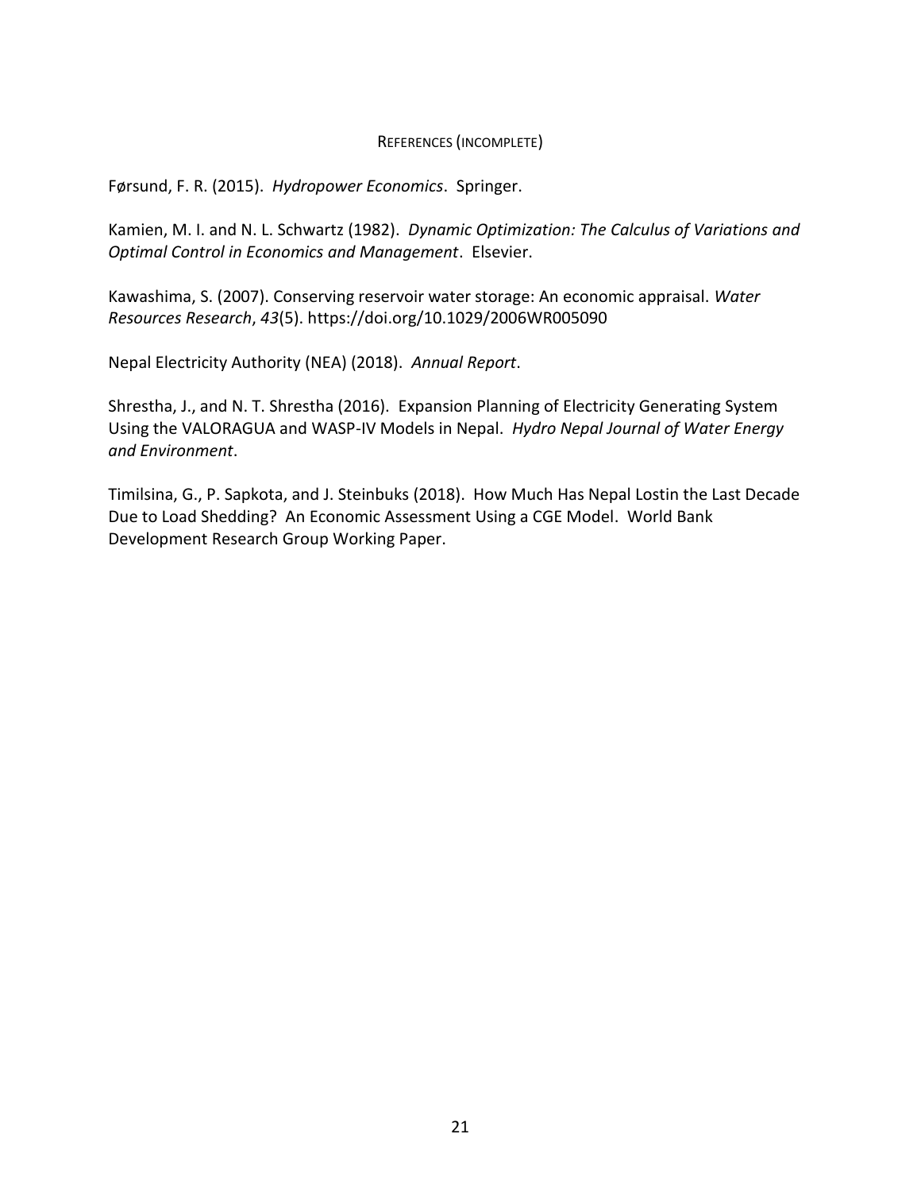## References (incomplete)

Førsund, F. R. (2015). *Hydropower Economics*. Springer.

Kamien, M. I. and N. L. Schwartz (1982). *Dynamic Optimization: The Calculus of Variations and Optimal Control in Economics and Management*. Elsevier.

Kawashima, S. (2007). Conserving reservoir water storage: An economic appraisal. *Water Resources Research*, *43*(5). https://doi.org/10.1029/2006WR005090

Nepal Electricity Authority (NEA) (2018). *Annual Report*.

Shrestha, J., and N. T. Shrestha (2016). Expansion Planning of Electricity Generating System Using the VALORAGUA and WASP-IV Models in Nepal. *Hydro Nepal Journal of Water Energy and Environment*.

Timilsina, G., P. Sapkota, and J. Steinbuks (2018). How Much Has Nepal Lostin the Last Decade Due to Load Shedding? An Economic Assessment Using a CGE Model. World Bank Development Research Group Working Paper.